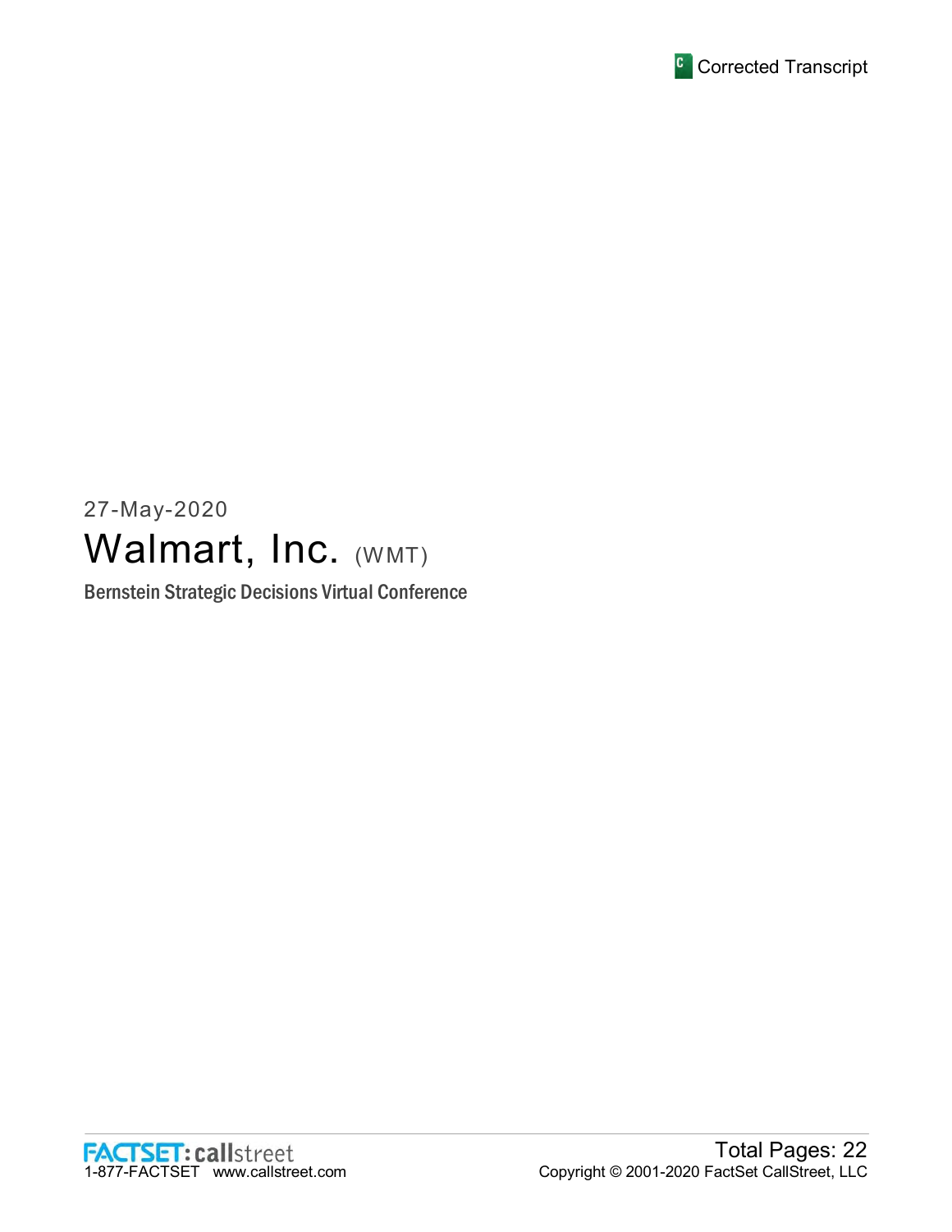Corrected Transcript

27-May-2020

# Walmart, Inc. (WMT)

Bernstein Strategic Decisions Virtual Conference

Total Pages: 22

Copyright © 2001-2020 FactSet CallStreet, LLC

FACTSET: callstreet
1-877-FACTSET www.callstreet.com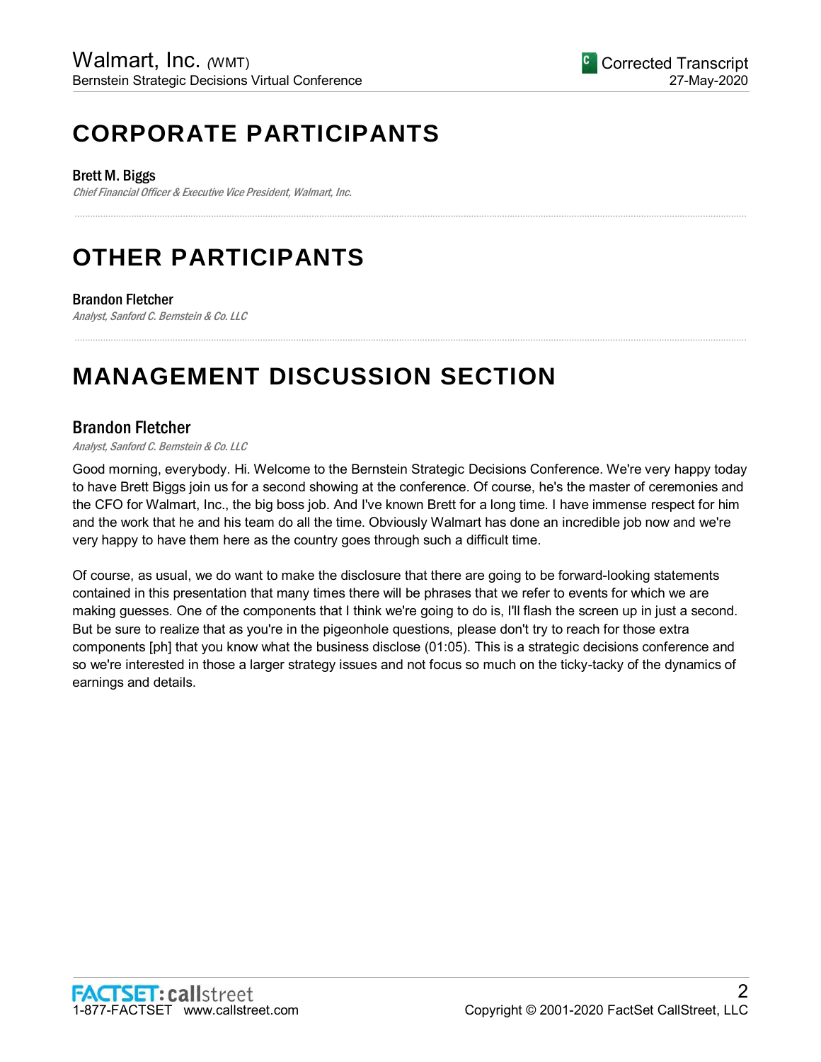# CORPORATE PARTICIPANTS

**Brett M. Biggs**
*Chief Financial Officer & Executive Vice President, Walmart, Inc.*

---

# OTHER PARTICIPANTS

**Brandon Fletcher**
*Analyst, Sanford C. Bernstein & Co. LLC*

---

# MANAGEMENT DISCUSSION SECTION

## Brandon Fletcher

*Analyst, Sanford C. Bernstein & Co. LLC*

Good morning, everybody. Hi. Welcome to the Bernstein Strategic Decisions Conference. We're very happy today to have Brett Biggs join us for a second showing at the conference. Of course, he's the master of ceremonies and the CFO for Walmart, Inc., the big boss job. And I've known Brett for a long time. I have immense respect for him and the work that he and his team do all the time. Obviously Walmart has done an incredible job now and we're very happy to have them here as the country goes through such a difficult time.

Of course, as usual, we do want to make the disclosure that there are going to be forward-looking statements contained in this presentation that many times there will be phrases that we refer to events for which we are making guesses. One of the components that I think we're going to do is, I'll flash the screen up in just a second. But be sure to realize that as you're in the pigeonhole questions, please don't try to reach for those extra components [ph] that you know what the business disclose (01:05). This is a strategic decisions conference and so we're interested in those a larger strategy issues and not focus so much on the ticky-tacky of the dynamics of earnings and details.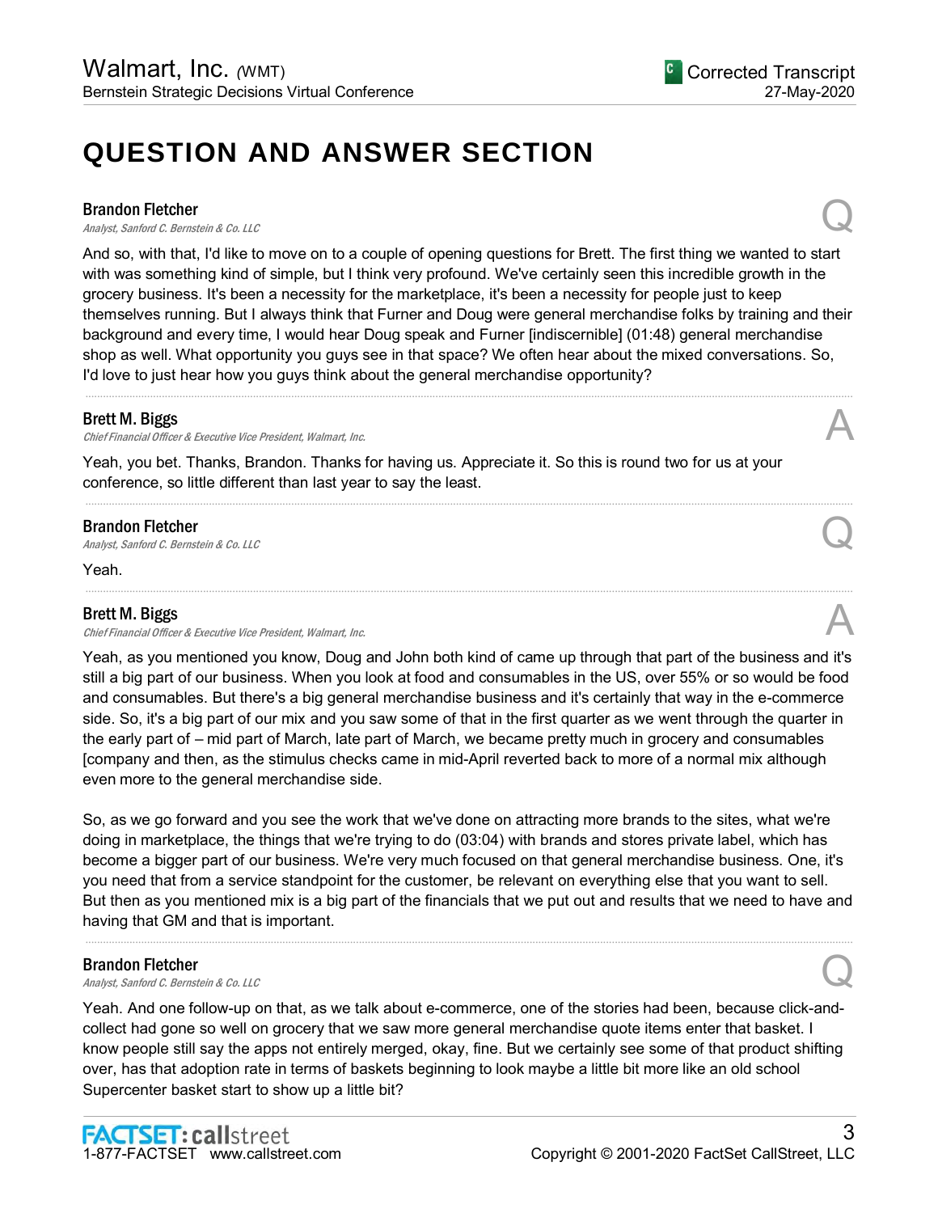# QUESTION AND ANSWER SECTION

**Brandon Fletcher**
*Analyst, Sanford C. Bernstein & Co. LLC* — Q

And so, with that, I'd like to move on to a couple of opening questions for Brett. The first thing we wanted to start with was something kind of simple, but I think very profound. We've certainly seen this incredible growth in the grocery business. It's been a necessity for the marketplace, it's been a necessity for people just to keep themselves running. But I always think that Furner and Doug were general merchandise folks by training and their background and every time, I would hear Doug speak and Furner [indiscernible] (01:48) general merchandise shop as well. What opportunity you guys see in that space? We often hear about the mixed conversations. So, I'd love to just hear how you guys think about the general merchandise opportunity?

---

**Brett M. Biggs**
*Chief Financial Officer & Executive Vice President, Walmart, Inc.* — A

Yeah, you bet. Thanks, Brandon. Thanks for having us. Appreciate it. So this is round two for us at your conference, so little different than last year to say the least.

---

**Brandon Fletcher**
*Analyst, Sanford C. Bernstein & Co. LLC* — Q

Yeah.

---

**Brett M. Biggs**
*Chief Financial Officer & Executive Vice President, Walmart, Inc.* — A

Yeah, as you mentioned you know, Doug and John both kind of came up through that part of the business and it's still a big part of our business. When you look at food and consumables in the US, over 55% or so would be food and consumables. But there's a big general merchandise business and it's certainly that way in the e-commerce side. So, it's a big part of our mix and you saw some of that in the first quarter as we went through the quarter in the early part of – mid part of March, late part of March, we became pretty much in grocery and consumables [company and then, as the stimulus checks came in mid-April reverted back to more of a normal mix although even more to the general merchandise side.

So, as we go forward and you see the work that we've done on attracting more brands to the sites, what we're doing in marketplace, the things that we're trying to do (03:04) with brands and stores private label, which has become a bigger part of our business. We're very much focused on that general merchandise business. One, it's you need that from a service standpoint for the customer, be relevant on everything else that you want to sell. But then as you mentioned mix is a big part of the financials that we put out and results that we need to have and having that GM and that is important.

---

**Brandon Fletcher**
*Analyst, Sanford C. Bernstein & Co. LLC* — Q

Yeah. And one follow-up on that, as we talk about e-commerce, one of the stories had been, because click-and-collect had gone so well on grocery that we saw more general merchandise quote items enter that basket. I know people still say the apps not entirely merged, okay, fine. But we certainly see some of that product shifting over, has that adoption rate in terms of baskets beginning to look maybe a little bit more like an old school Supercenter basket start to show up a little bit?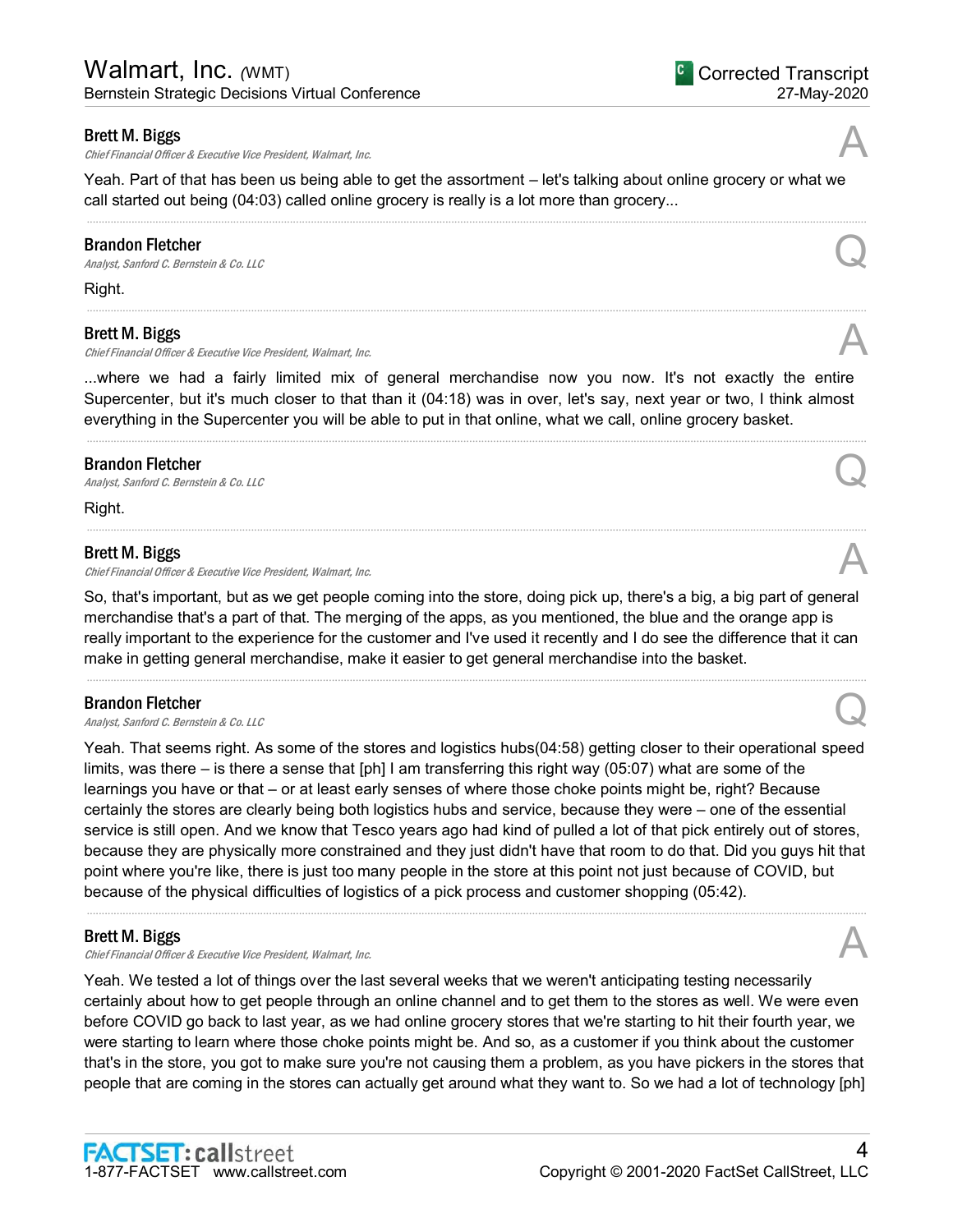**Brett M. Biggs**
*Chief Financial Officer & Executive Vice President, Walmart, Inc.*

Yeah. Part of that has been us being able to get the assortment – let's talking about online grocery or what we call started out being (04:03) called online grocery is really is a lot more than grocery...

---

**Brandon Fletcher**
*Analyst, Sanford C. Bernstein & Co. LLC*

Right.

---

**Brett M. Biggs**
*Chief Financial Officer & Executive Vice President, Walmart, Inc.*

...where we had a fairly limited mix of general merchandise now you now. It's not exactly the entire Supercenter, but it's much closer to that than it (04:18) was in over, let's say, next year or two, I think almost everything in the Supercenter you will be able to put in that online, what we call, online grocery basket.

---

**Brandon Fletcher**
*Analyst, Sanford C. Bernstein & Co. LLC*

Right.

---

**Brett M. Biggs**
*Chief Financial Officer & Executive Vice President, Walmart, Inc.*

So, that's important, but as we get people coming into the store, doing pick up, there's a big, a big part of general merchandise that's a part of that. The merging of the apps, as you mentioned, the blue and the orange app is really important to the experience for the customer and I've used it recently and I do see the difference that it can make in getting general merchandise, make it easier to get general merchandise into the basket.

---

**Brandon Fletcher**
*Analyst, Sanford C. Bernstein & Co. LLC*

Yeah. That seems right. As some of the stores and logistics hubs(04:58) getting closer to their operational speed limits, was there – is there a sense that [ph] I am transferring this right way (05:07) what are some of the learnings you have or that – or at least early senses of where those choke points might be, right? Because certainly the stores are clearly being both logistics hubs and service, because they were – one of the essential service is still open. And we know that Tesco years ago had kind of pulled a lot of that pick entirely out of stores, because they are physically more constrained and they just didn't have that room to do that. Did you guys hit that point where you're like, there is just too many people in the store at this point not just because of COVID, but because of the physical difficulties of logistics of a pick process and customer shopping (05:42).

---

**Brett M. Biggs**
*Chief Financial Officer & Executive Vice President, Walmart, Inc.*

Yeah. We tested a lot of things over the last several weeks that we weren't anticipating testing necessarily certainly about how to get people through an online channel and to get them to the stores as well. We were even before COVID go back to last year, as we had online grocery stores that we're starting to hit their fourth year, we were starting to learn where those choke points might be. And so, as a customer if you think about the customer that's in the store, you got to make sure you're not causing them a problem, as you have pickers in the stores that people that are coming in the stores can actually get around what they want to. So we had a lot of technology [ph]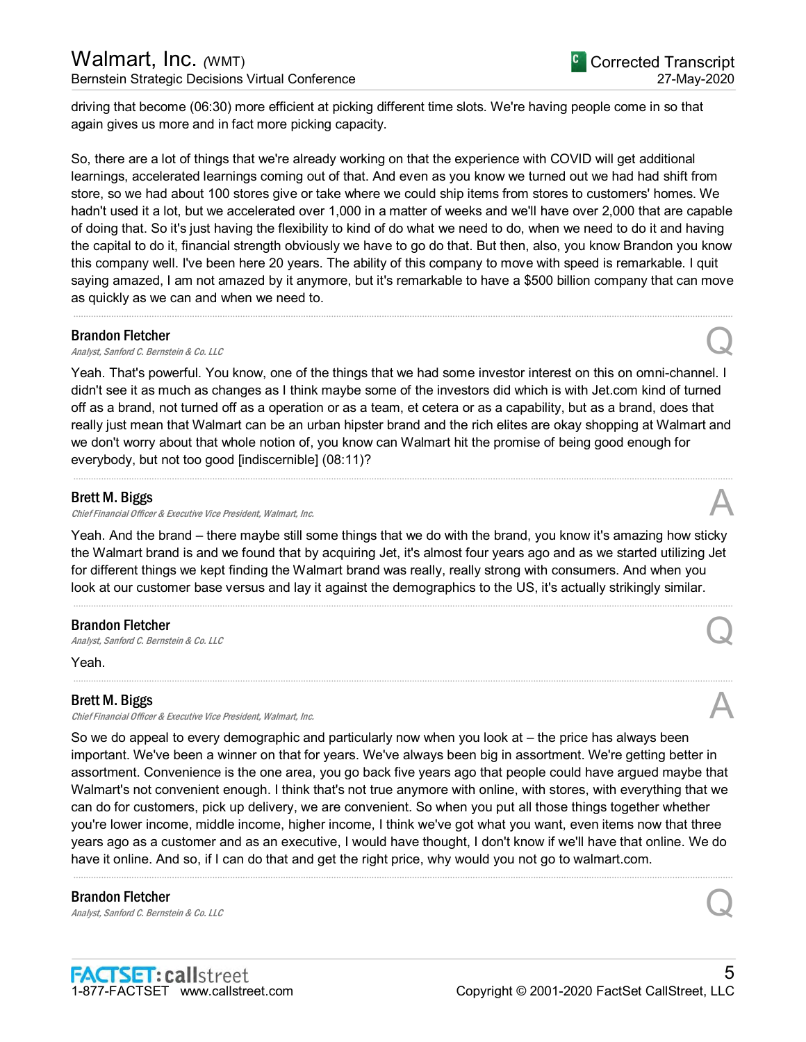driving that become (06:30) more efficient at picking different time slots. We're having people come in so that again gives us more and in fact more picking capacity.

So, there are a lot of things that we're already working on that the experience with COVID will get additional learnings, accelerated learnings coming out of that. And even as you know we turned out we had had shift from store, so we had about 100 stores give or take where we could ship items from stores to customers' homes. We hadn't used it a lot, but we accelerated over 1,000 in a matter of weeks and we'll have over 2,000 that are capable of doing that. So it's just having the flexibility to kind of do what we need to do, when we need to do it and having the capital to do it, financial strength obviously we have to go do that. But then, also, you know Brandon you know this company well. I've been here 20 years. The ability of this company to move with speed is remarkable. I quit saying amazed, I am not amazed by it anymore, but it's remarkable to have a $500 billion company that can move as quickly as we can and when we need to.

---

**Brandon Fletcher**
*Analyst, Sanford C. Bernstein & Co. LLC* — **Q**

Yeah. That's powerful. You know, one of the things that we had some investor interest on this on omni-channel. I didn't see it as much as changes as I think maybe some of the investors did which is with Jet.com kind of turned off as a brand, not turned off as a operation or as a team, et cetera or as a capability, but as a brand, does that really just mean that Walmart can be an urban hipster brand and the rich elites are okay shopping at Walmart and we don't worry about that whole notion of, you know can Walmart hit the promise of being good enough for everybody, but not too good [indiscernible] (08:11)?

---

**Brett M. Biggs**
*Chief Financial Officer & Executive Vice President, Walmart, Inc.* — **A**

Yeah. And the brand – there maybe still some things that we do with the brand, you know it's amazing how sticky the Walmart brand is and we found that by acquiring Jet, it's almost four years ago and as we started utilizing Jet for different things we kept finding the Walmart brand was really, really strong with consumers. And when you look at our customer base versus and lay it against the demographics to the US, it's actually strikingly similar.

---

**Brandon Fletcher**
*Analyst, Sanford C. Bernstein & Co. LLC* — **Q**

Yeah.

---

**Brett M. Biggs**
*Chief Financial Officer & Executive Vice President, Walmart, Inc.* — **A**

So we do appeal to every demographic and particularly now when you look at – the price has always been important. We've been a winner on that for years. We've always been big in assortment. We're getting better in assortment. Convenience is the one area, you go back five years ago that people could have argued maybe that Walmart's not convenient enough. I think that's not true anymore with online, with stores, with everything that we can do for customers, pick up delivery, we are convenient. So when you put all those things together whether you're lower income, middle income, higher income, I think we've got what you want, even items now that three years ago as a customer and as an executive, I would have thought, I don't know if we'll have that online. We do have it online. And so, if I can do that and get the right price, why would you not go to walmart.com.

---

**Brandon Fletcher**
*Analyst, Sanford C. Bernstein & Co. LLC* — **Q**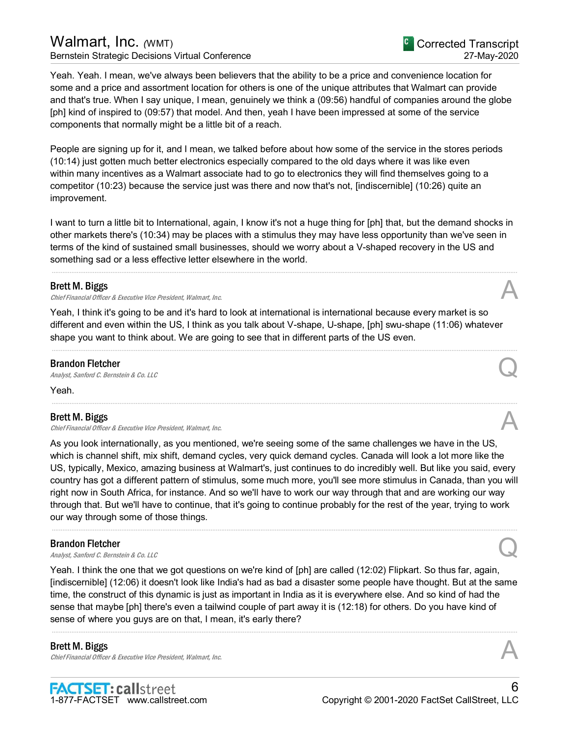Yeah. Yeah. I mean, we've always been believers that the ability to be a price and convenience location for some and a price and assortment location for others is one of the unique attributes that Walmart can provide and that's true. When I say unique, I mean, genuinely we think a (09:56) handful of companies around the globe [ph] kind of inspired to (09:57) that model. And then, yeah I have been impressed at some of the service components that normally might be a little bit of a reach.

People are signing up for it, and I mean, we talked before about how some of the service in the stores periods (10:14) just gotten much better electronics especially compared to the old days where it was like even within many incentives as a Walmart associate had to go to electronics they will find themselves going to a competitor (10:23) because the service just was there and now that's not, [indiscernible] (10:26) quite an improvement.

I want to turn a little bit to International, again, I know it's not a huge thing for [ph] that, but the demand shocks in other markets there's (10:34) may be places with a stimulus they may have less opportunity than we've seen in terms of the kind of sustained small businesses, should we worry about a V-shaped recovery in the US and something sad or a less effective letter elsewhere in the world.

---

**Brett M. Biggs** A
*Chief Financial Officer & Executive Vice President, Walmart, Inc.*

Yeah, I think it's going to be and it's hard to look at international is international because every market is so different and even within the US, I think as you talk about V-shape, U-shape, [ph] swu-shape (11:06) whatever shape you want to think about. We are going to see that in different parts of the US even.

---

**Brandon Fletcher** Q
*Analyst, Sanford C. Bernstein & Co. LLC*

Yeah.

---

**Brett M. Biggs** A
*Chief Financial Officer & Executive Vice President, Walmart, Inc.*

As you look internationally, as you mentioned, we're seeing some of the same challenges we have in the US, which is channel shift, mix shift, demand cycles, very quick demand cycles. Canada will look a lot more like the US, typically, Mexico, amazing business at Walmart's, just continues to do incredibly well. But like you said, every country has got a different pattern of stimulus, some much more, you'll see more stimulus in Canada, than you will right now in South Africa, for instance. And so we'll have to work our way through that and are working our way through that. But we'll have to continue, that it's going to continue probably for the rest of the year, trying to work our way through some of those things.

---

**Brandon Fletcher** Q
*Analyst, Sanford C. Bernstein & Co. LLC*

Yeah. I think the one that we got questions on we're kind of [ph] are called (12:02) Flipkart. So thus far, again, [indiscernible] (12:06) it doesn't look like India's had as bad a disaster some people have thought. But at the same time, the construct of this dynamic is just as important in India as it is everywhere else. And so kind of had the sense that maybe [ph] there's even a tailwind couple of part away it is (12:18) for others. Do you have kind of sense of where you guys are on that, I mean, it's early there?

---

**Brett M. Biggs** A
*Chief Financial Officer & Executive Vice President, Walmart, Inc.*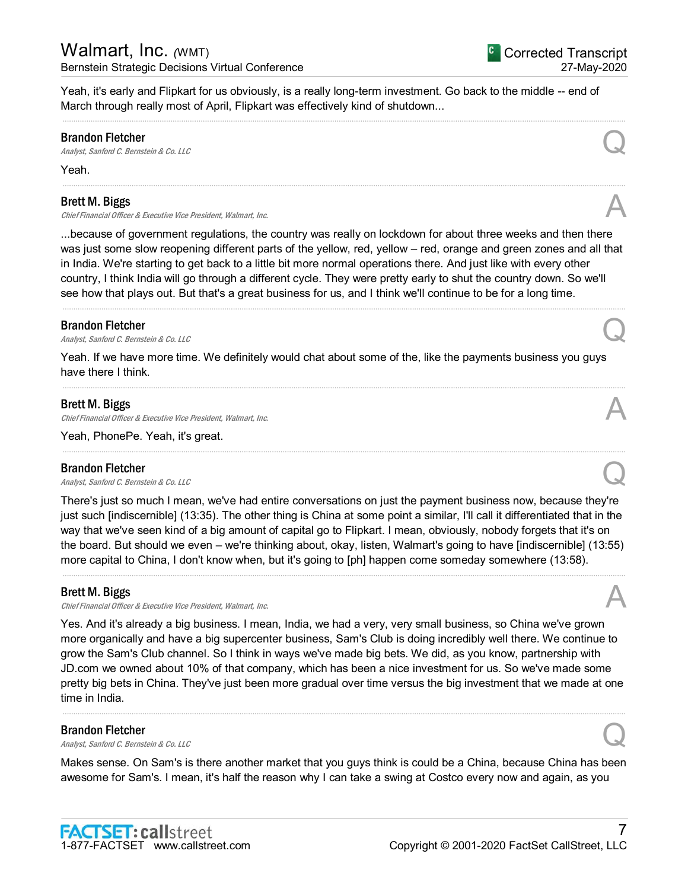Yeah, it's early and Flipkart for us obviously, is a really long-term investment. Go back to the middle -- end of March through really most of April, Flipkart was effectively kind of shutdown...

---

**Brandon Fletcher**
*Analyst, Sanford C. Bernstein & Co. LLC* **Q**

Yeah.

---

**Brett M. Biggs**
*Chief Financial Officer & Executive Vice President, Walmart, Inc.* **A**

...because of government regulations, the country was really on lockdown for about three weeks and then there was just some slow reopening different parts of the yellow, red, yellow – red, orange and green zones and all that in India. We're starting to get back to a little bit more normal operations there. And just like with every other country, I think India will go through a different cycle. They were pretty early to shut the country down. So we'll see how that plays out. But that's a great business for us, and I think we'll continue to be for a long time.

---

**Brandon Fletcher**
*Analyst, Sanford C. Bernstein & Co. LLC* **Q**

Yeah. If we have more time. We definitely would chat about some of the, like the payments business you guys have there I think.

---

**Brett M. Biggs**
*Chief Financial Officer & Executive Vice President, Walmart, Inc.* **A**

Yeah, PhonePe. Yeah, it's great.

---

**Brandon Fletcher**
*Analyst, Sanford C. Bernstein & Co. LLC* **Q**

There's just so much I mean, we've had entire conversations on just the payment business now, because they're just such [indiscernible] (13:35). The other thing is China at some point a similar, I'll call it differentiated that in the way that we've seen kind of a big amount of capital go to Flipkart. I mean, obviously, nobody forgets that it's on the board. But should we even – we're thinking about, okay, listen, Walmart's going to have [indiscernible] (13:55) more capital to China, I don't know when, but it's going to [ph] happen come someday somewhere (13:58).

---

**Brett M. Biggs**
*Chief Financial Officer & Executive Vice President, Walmart, Inc.* **A**

Yes. And it's already a big business. I mean, India, we had a very, very small business, so China we've grown more organically and have a big supercenter business, Sam's Club is doing incredibly well there. We continue to grow the Sam's Club channel. So I think in ways we've made big bets. We did, as you know, partnership with JD.com we owned about 10% of that company, which has been a nice investment for us. So we've made some pretty big bets in China. They've just been more gradual over time versus the big investment that we made at one time in India.

---

**Brandon Fletcher**
*Analyst, Sanford C. Bernstein & Co. LLC* **Q**

Makes sense. On Sam's is there another market that you guys think is could be a China, because China has been awesome for Sam's. I mean, it's half the reason why I can take a swing at Costco every now and again, as you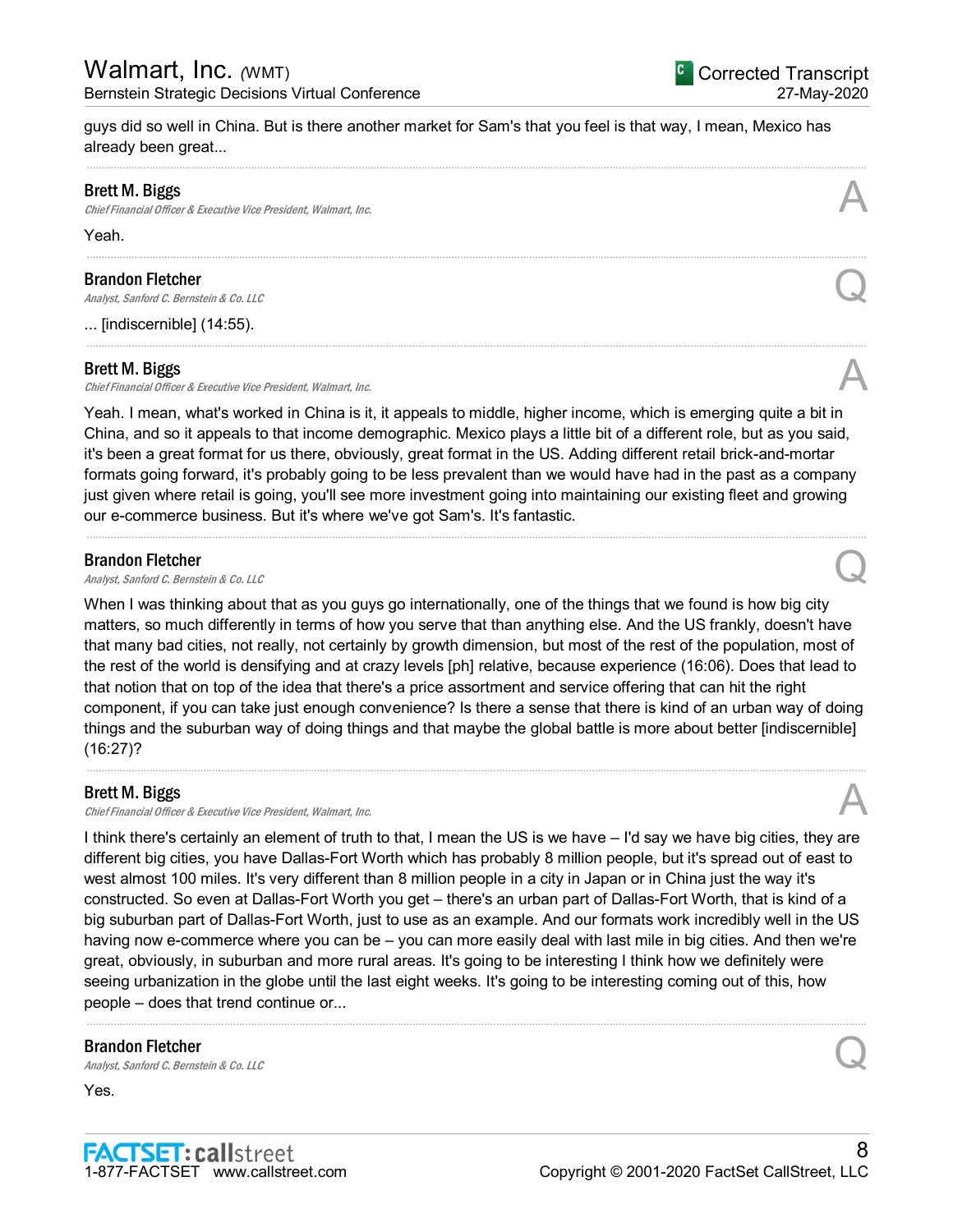guys did so well in China. But is there another market for Sam's that you feel is that way, I mean, Mexico has already been great...

---

**Brett M. Biggs**
*Chief Financial Officer & Executive Vice President, Walmart, Inc.*

A

Yeah.

---

**Brandon Fletcher**
*Analyst, Sanford C. Bernstein & Co. LLC*

Q

... [indiscernible] (14:55).

---

**Brett M. Biggs**
*Chief Financial Officer & Executive Vice President, Walmart, Inc.*

A

Yeah. I mean, what's worked in China is it, it appeals to middle, higher income, which is emerging quite a bit in China, and so it appeals to that income demographic. Mexico plays a little bit of a different role, but as you said, it's been a great format for us there, obviously, great format in the US. Adding different retail brick-and-mortar formats going forward, it's probably going to be less prevalent than we would have had in the past as a company just given where retail is going, you'll see more investment going into maintaining our existing fleet and growing our e-commerce business. But it's where we've got Sam's. It's fantastic.

---

**Brandon Fletcher**
*Analyst, Sanford C. Bernstein & Co. LLC*

Q

When I was thinking about that as you guys go internationally, one of the things that we found is how big city matters, so much differently in terms of how you serve that than anything else. And the US frankly, doesn't have that many bad cities, not really, not certainly by growth dimension, but most of the rest of the population, most of the rest of the world is densifying and at crazy levels [ph] relative, because experience (16:06). Does that lead to that notion that on top of the idea that there's a price assortment and service offering that can hit the right component, if you can take just enough convenience? Is there a sense that there is kind of an urban way of doing things and the suburban way of doing things and that maybe the global battle is more about better [indiscernible] (16:27)?

---

**Brett M. Biggs**
*Chief Financial Officer & Executive Vice President, Walmart, Inc.*

A

I think there's certainly an element of truth to that, I mean the US is we have – I'd say we have big cities, they are different big cities, you have Dallas-Fort Worth which has probably 8 million people, but it's spread out of east to west almost 100 miles. It's very different than 8 million people in a city in Japan or in China just the way it's constructed. So even at Dallas-Fort Worth you get – there's an urban part of Dallas-Fort Worth, that is kind of a big suburban part of Dallas-Fort Worth, just to use as an example. And our formats work incredibly well in the US having now e-commerce where you can be – you can more easily deal with last mile in big cities. And then we're great, obviously, in suburban and more rural areas. It's going to be interesting I think how we definitely were seeing urbanization in the globe until the last eight weeks. It's going to be interesting coming out of this, how people – does that trend continue or...

---

**Brandon Fletcher**
*Analyst, Sanford C. Bernstein & Co. LLC*

Q

Yes.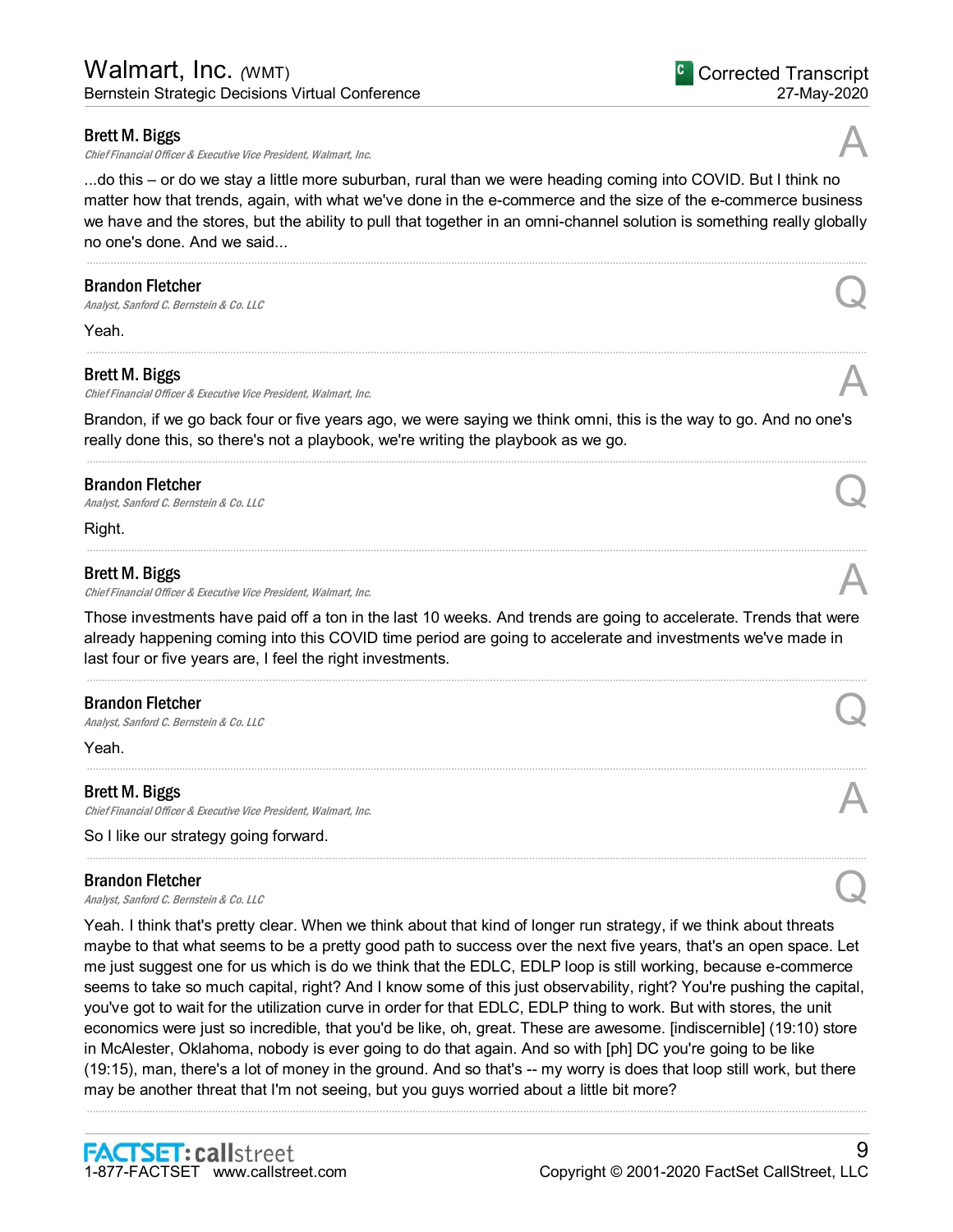**Brett M. Biggs**
*Chief Financial Officer & Executive Vice President, Walmart, Inc.*

...do this – or do we stay a little more suburban, rural than we were heading coming into COVID. But I think no matter how that trends, again, with what we've done in the e-commerce and the size of the e-commerce business we have and the stores, but the ability to pull that together in an omni-channel solution is something really globally no one's done. And we said...

---

**Brandon Fletcher**
*Analyst, Sanford C. Bernstein & Co. LLC*

Yeah.

---

**Brett M. Biggs**
*Chief Financial Officer & Executive Vice President, Walmart, Inc.*

Brandon, if we go back four or five years ago, we were saying we think omni, this is the way to go. And no one's really done this, so there's not a playbook, we're writing the playbook as we go.

---

**Brandon Fletcher**
*Analyst, Sanford C. Bernstein & Co. LLC*

Right.

---

**Brett M. Biggs**
*Chief Financial Officer & Executive Vice President, Walmart, Inc.*

Those investments have paid off a ton in the last 10 weeks. And trends are going to accelerate. Trends that were already happening coming into this COVID time period are going to accelerate and investments we've made in last four or five years are, I feel the right investments.

---

**Brandon Fletcher**
*Analyst, Sanford C. Bernstein & Co. LLC*

Yeah.

---

**Brett M. Biggs**
*Chief Financial Officer & Executive Vice President, Walmart, Inc.*

So I like our strategy going forward.

---

**Brandon Fletcher**
*Analyst, Sanford C. Bernstein & Co. LLC*

Yeah. I think that's pretty clear. When we think about that kind of longer run strategy, if we think about threats maybe to that what seems to be a pretty good path to success over the next five years, that's an open space. Let me just suggest one for us which is do we think that the EDLC, EDLP loop is still working, because e-commerce seems to take so much capital, right? And I know some of this just observability, right? You're pushing the capital, you've got to wait for the utilization curve in order for that EDLC, EDLP thing to work. But with stores, the unit economics were just so incredible, that you'd be like, oh, great. These are awesome. [indiscernible] (19:10) store in McAlester, Oklahoma, nobody is ever going to do that again. And so with [ph] DC you're going to be like (19:15), man, there's a lot of money in the ground. And so that's -- my worry is does that loop still work, but there may be another threat that I'm not seeing, but you guys worried about a little bit more?

---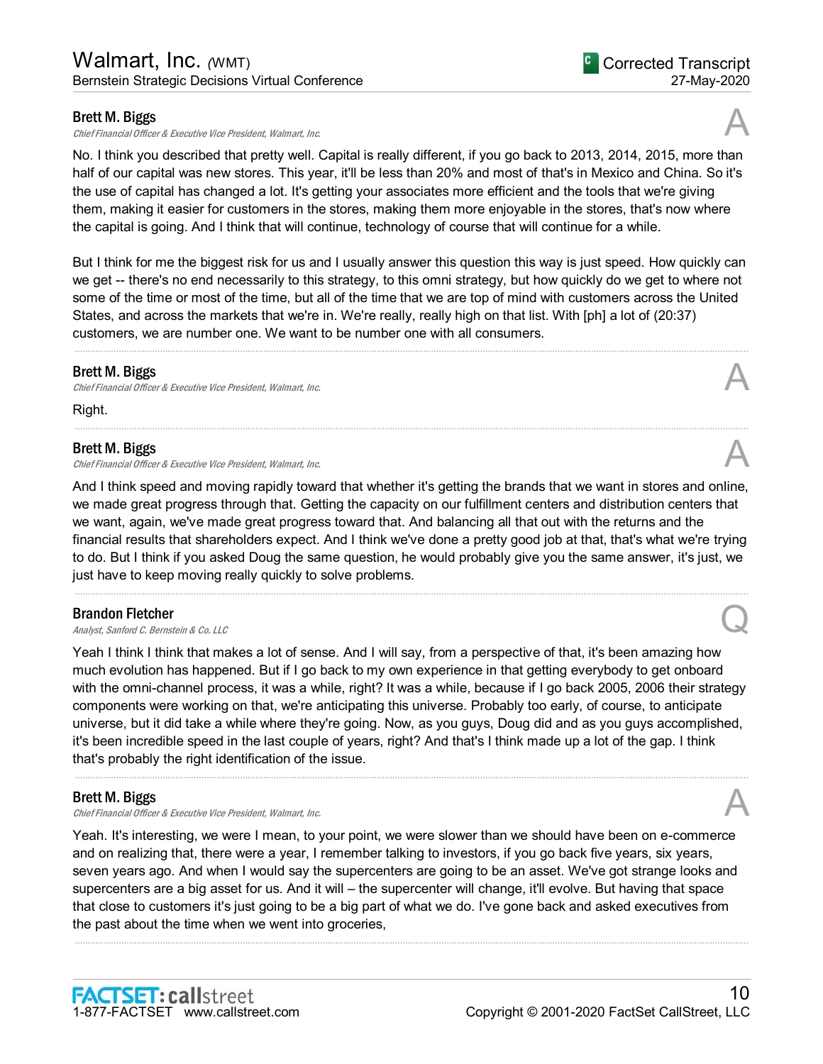**Brett M. Biggs**
*Chief Financial Officer & Executive Vice President, Walmart, Inc.*

A

No. I think you described that pretty well. Capital is really different, if you go back to 2013, 2014, 2015, more than half of our capital was new stores. This year, it'll be less than 20% and most of that's in Mexico and China. So it's the use of capital has changed a lot. It's getting your associates more efficient and the tools that we're giving them, making it easier for customers in the stores, making them more enjoyable in the stores, that's now where the capital is going. And I think that will continue, technology of course that will continue for a while.

But I think for me the biggest risk for us and I usually answer this question this way is just speed. How quickly can we get -- there's no end necessarily to this strategy, to this omni strategy, but how quickly do we get to where not some of the time or most of the time, but all of the time that we are top of mind with customers across the United States, and across the markets that we're in. We're really, really high on that list. With [ph] a lot of (20:37) customers, we are number one. We want to be number one with all consumers.

---

**Brett M. Biggs**
*Chief Financial Officer & Executive Vice President, Walmart, Inc.*

A

Right.

---

**Brett M. Biggs**
*Chief Financial Officer & Executive Vice President, Walmart, Inc.*

A

And I think speed and moving rapidly toward that whether it's getting the brands that we want in stores and online, we made great progress through that. Getting the capacity on our fulfillment centers and distribution centers that we want, again, we've made great progress toward that. And balancing all that out with the returns and the financial results that shareholders expect. And I think we've done a pretty good job at that, that's what we're trying to do. But I think if you asked Doug the same question, he would probably give you the same answer, it's just, we just have to keep moving really quickly to solve problems.

---

**Brandon Fletcher**
*Analyst, Sanford C. Bernstein & Co. LLC*

Q

Yeah I think I think that makes a lot of sense. And I will say, from a perspective of that, it's been amazing how much evolution has happened. But if I go back to my own experience in that getting everybody to get onboard with the omni-channel process, it was a while, right? It was a while, because if I go back 2005, 2006 their strategy components were working on that, we're anticipating this universe. Probably too early, of course, to anticipate universe, but it did take a while where they're going. Now, as you guys, Doug did and as you guys accomplished, it's been incredible speed in the last couple of years, right? And that's I think made up a lot of the gap. I think that's probably the right identification of the issue.

---

**Brett M. Biggs**
*Chief Financial Officer & Executive Vice President, Walmart, Inc.*

A

Yeah. It's interesting, we were I mean, to your point, we were slower than we should have been on e-commerce and on realizing that, there were a year, I remember talking to investors, if you go back five years, six years, seven years ago. And when I would say the supercenters are going to be an asset. We've got strange looks and supercenters are a big asset for us. And it will – the supercenter will change, it'll evolve. But having that space that close to customers it's just going to be a big part of what we do. I've gone back and asked executives from the past about the time when we went into groceries,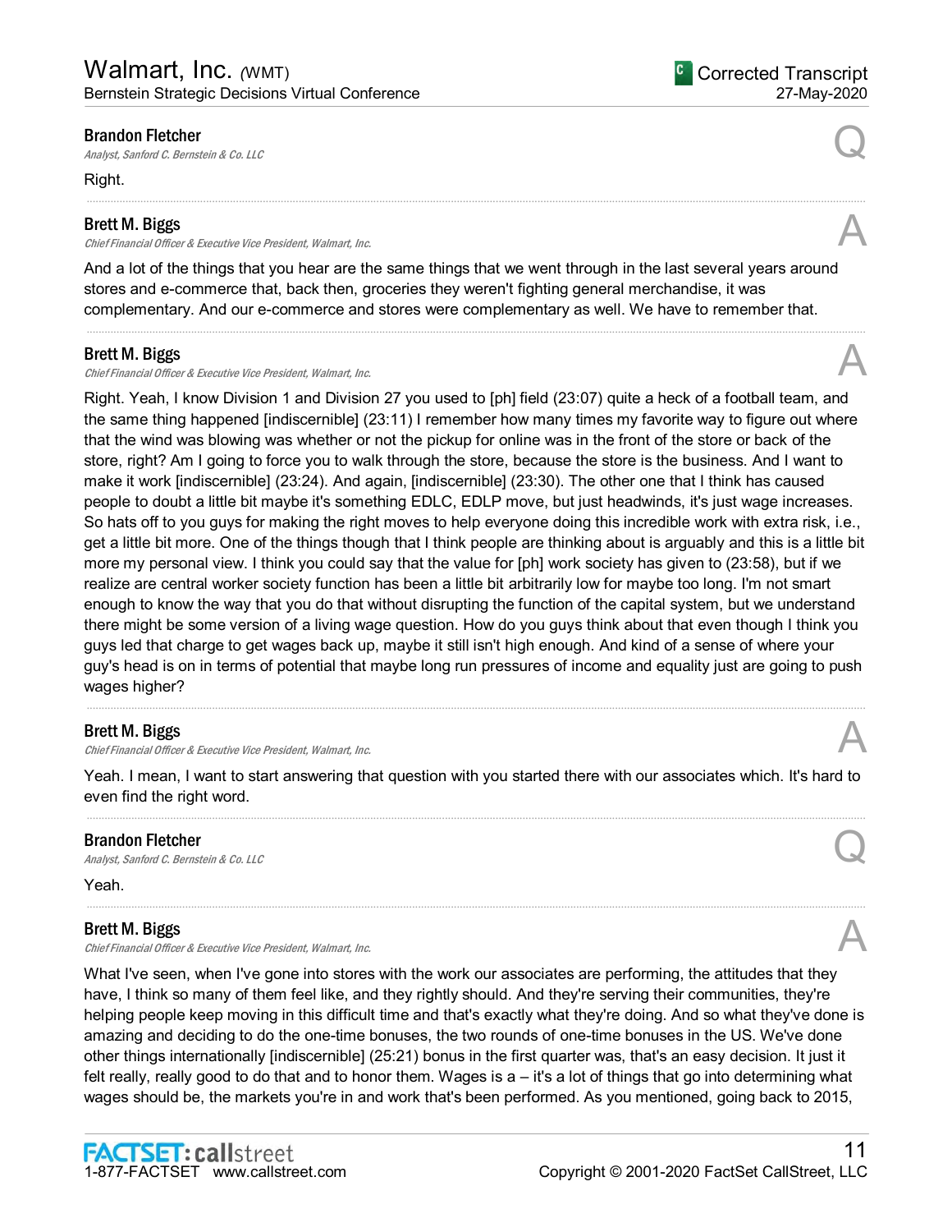**Brandon Fletcher**
*Analyst, Sanford C. Bernstein & Co. LLC*

Q

Right.

---

**Brett M. Biggs**
*Chief Financial Officer & Executive Vice President, Walmart, Inc.*

A

And a lot of the things that you hear are the same things that we went through in the last several years around stores and e-commerce that, back then, groceries they weren't fighting general merchandise, it was complementary. And our e-commerce and stores were complementary as well. We have to remember that.

---

**Brett M. Biggs**
*Chief Financial Officer & Executive Vice President, Walmart, Inc.*

A

Right. Yeah, I know Division 1 and Division 27 you used to [ph] field (23:07) quite a heck of a football team, and the same thing happened [indiscernible] (23:11) I remember how many times my favorite way to figure out where that the wind was blowing was whether or not the pickup for online was in the front of the store or back of the store, right? Am I going to force you to walk through the store, because the store is the business. And I want to make it work [indiscernible] (23:24). And again, [indiscernible] (23:30). The other one that I think has caused people to doubt a little bit maybe it's something EDLC, EDLP move, but just headwinds, it's just wage increases. So hats off to you guys for making the right moves to help everyone doing this incredible work with extra risk, i.e., get a little bit more. One of the things though that I think people are thinking about is arguably and this is a little bit more my personal view. I think you could say that the value for [ph] work society has given to (23:58), but if we realize are central worker society function has been a little bit arbitrarily low for maybe too long. I'm not smart enough to know the way that you do that without disrupting the function of the capital system, but we understand there might be some version of a living wage question. How do you guys think about that even though I think you guys led that charge to get wages back up, maybe it still isn't high enough. And kind of a sense of where your guy's head is on in terms of potential that maybe long run pressures of income and equality just are going to push wages higher?

---

**Brett M. Biggs**
*Chief Financial Officer & Executive Vice President, Walmart, Inc.*

A

Yeah. I mean, I want to start answering that question with you started there with our associates which. It's hard to even find the right word.

---

**Brandon Fletcher**
*Analyst, Sanford C. Bernstein & Co. LLC*

Q

Yeah.

---

**Brett M. Biggs**
*Chief Financial Officer & Executive Vice President, Walmart, Inc.*

A

What I've seen, when I've gone into stores with the work our associates are performing, the attitudes that they have, I think so many of them feel like, and they rightly should. And they're serving their communities, they're helping people keep moving in this difficult time and that's exactly what they're doing. And so what they've done is amazing and deciding to do the one-time bonuses, the two rounds of one-time bonuses in the US. We've done other things internationally [indiscernible] (25:21) bonus in the first quarter was, that's an easy decision. It just it felt really, really good to do that and to honor them. Wages is a – it's a lot of things that go into determining what wages should be, the markets you're in and work that's been performed. As you mentioned, going back to 2015,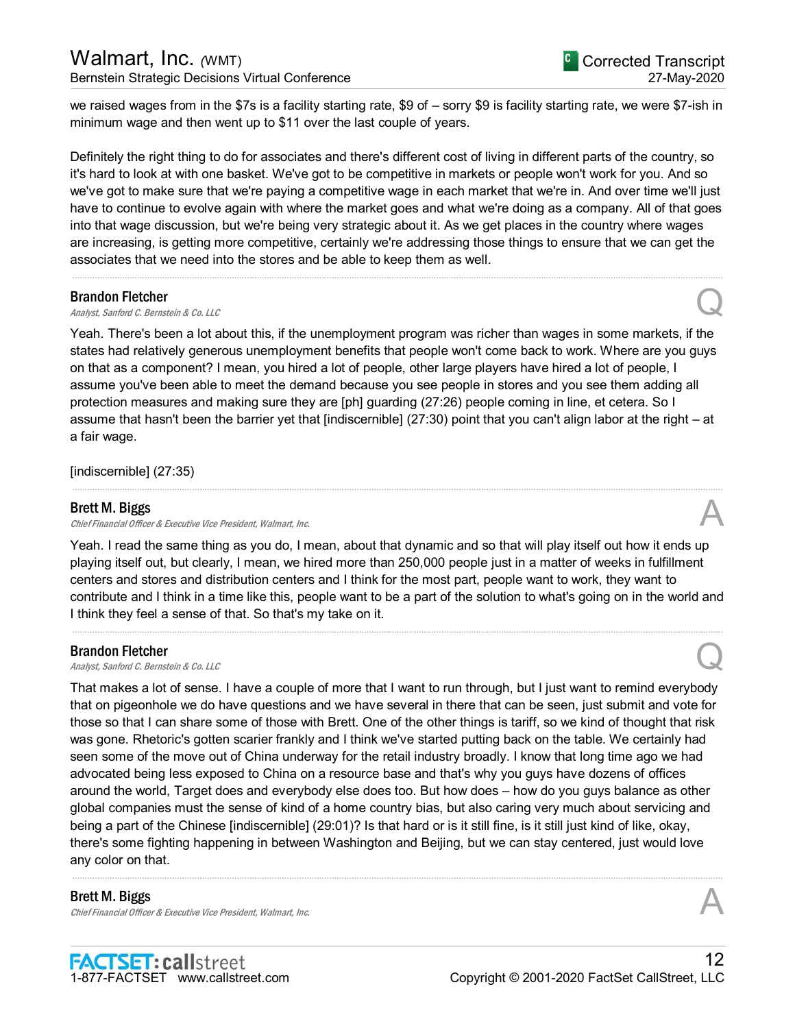we raised wages from in the $7s is a facility starting rate, $9 of – sorry $9 is facility starting rate, we were $7-ish in minimum wage and then went up to $11 over the last couple of years.

Definitely the right thing to do for associates and there's different cost of living in different parts of the country, so it's hard to look at with one basket. We've got to be competitive in markets or people won't work for you. And so we've got to make sure that we're paying a competitive wage in each market that we're in. And over time we'll just have to continue to evolve again with where the market goes and what we're doing as a company. All of that goes into that wage discussion, but we're being very strategic about it. As we get places in the country where wages are increasing, is getting more competitive, certainly we're addressing those things to ensure that we can get the associates that we need into the stores and be able to keep them as well.

---

**Brandon Fletcher**
*Analyst, Sanford C. Bernstein & Co. LLC*

**Q**

Yeah. There's been a lot about this, if the unemployment program was richer than wages in some markets, if the states had relatively generous unemployment benefits that people won't come back to work. Where are you guys on that as a component? I mean, you hired a lot of people, other large players have hired a lot of people, I assume you've been able to meet the demand because you see people in stores and you see them adding all protection measures and making sure they are [ph] guarding (27:26) people coming in line, et cetera. So I assume that hasn't been the barrier yet that [indiscernible] (27:30) point that you can't align labor at the right – at a fair wage.

[indiscernible] (27:35)

---

**Brett M. Biggs**
*Chief Financial Officer & Executive Vice President, Walmart, Inc.*

**A**

Yeah. I read the same thing as you do, I mean, about that dynamic and so that will play itself out how it ends up playing itself out, but clearly, I mean, we hired more than 250,000 people just in a matter of weeks in fulfillment centers and stores and distribution centers and I think for the most part, people want to work, they want to contribute and I think in a time like this, people want to be a part of the solution to what's going on in the world and I think they feel a sense of that. So that's my take on it.

---

**Brandon Fletcher**
*Analyst, Sanford C. Bernstein & Co. LLC*

**Q**

That makes a lot of sense. I have a couple of more that I want to run through, but I just want to remind everybody that on pigeonhole we do have questions and we have several in there that can be seen, just submit and vote for those so that I can share some of those with Brett. One of the other things is tariff, so we kind of thought that risk was gone. Rhetoric's gotten scarier frankly and I think we've started putting back on the table. We certainly had seen some of the move out of China underway for the retail industry broadly. I know that long time ago we had advocated being less exposed to China on a resource base and that's why you guys have dozens of offices around the world, Target does and everybody else does too. But how does – how do you guys balance as other global companies must the sense of kind of a home country bias, but also caring very much about servicing and being a part of the Chinese [indiscernible] (29:01)? Is that hard or is it still fine, is it still just kind of like, okay, there's some fighting happening in between Washington and Beijing, but we can stay centered, just would love any color on that.

---

**Brett M. Biggs**
*Chief Financial Officer & Executive Vice President, Walmart, Inc.*

**A**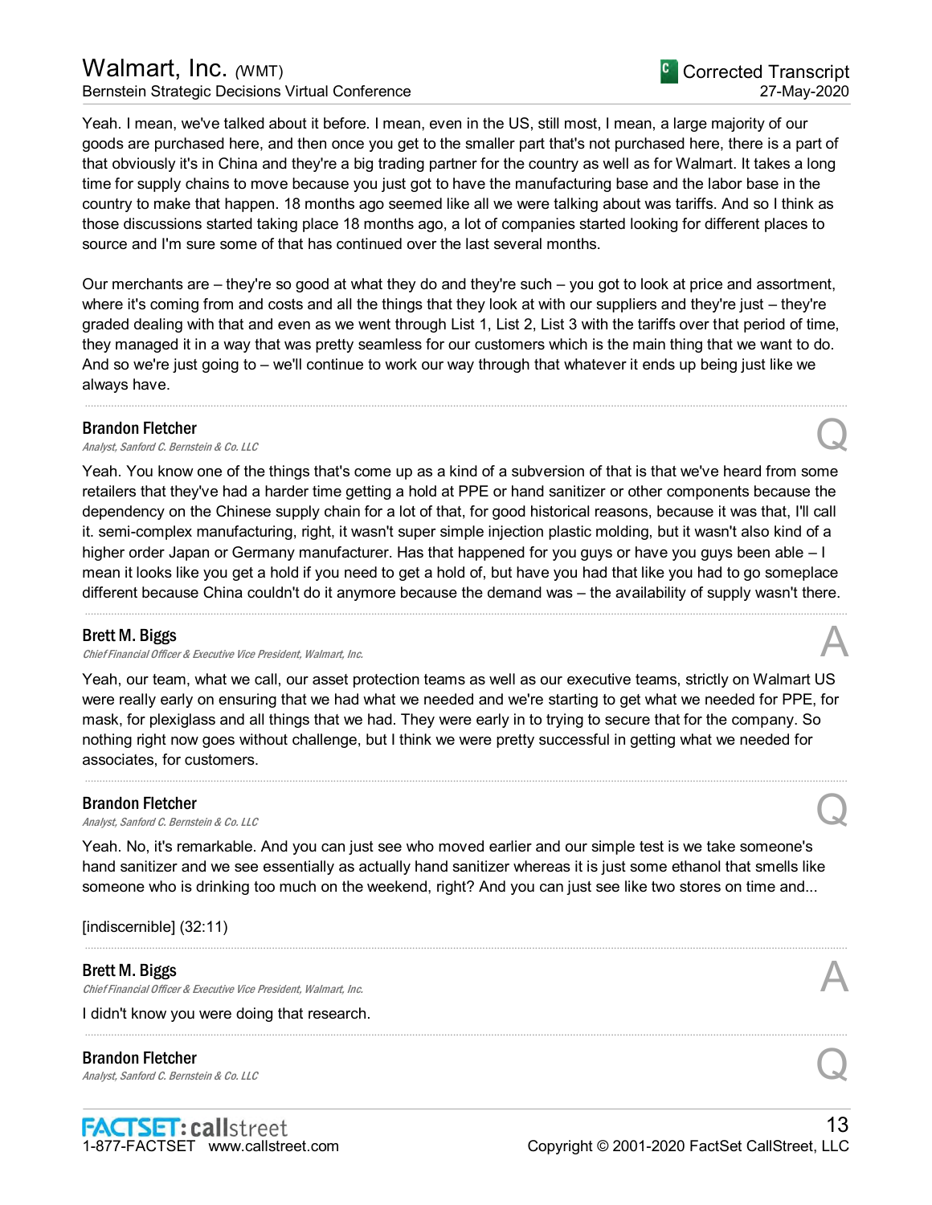Yeah. I mean, we've talked about it before. I mean, even in the US, still most, I mean, a large majority of our goods are purchased here, and then once you get to the smaller part that's not purchased here, there is a part of that obviously it's in China and they're a big trading partner for the country as well as for Walmart. It takes a long time for supply chains to move because you just got to have the manufacturing base and the labor base in the country to make that happen. 18 months ago seemed like all we were talking about was tariffs. And so I think as those discussions started taking place 18 months ago, a lot of companies started looking for different places to source and I'm sure some of that has continued over the last several months.

Our merchants are – they're so good at what they do and they're such – you got to look at price and assortment, where it's coming from and costs and all the things that they look at with our suppliers and they're just – they're graded dealing with that and even as we went through List 1, List 2, List 3 with the tariffs over that period of time, they managed it in a way that was pretty seamless for our customers which is the main thing that we want to do. And so we're just going to – we'll continue to work our way through that whatever it ends up being just like we always have.

---

**Brandon Fletcher** Q
*Analyst, Sanford C. Bernstein & Co. LLC*

Yeah. You know one of the things that's come up as a kind of a subversion of that is that we've heard from some retailers that they've had a harder time getting a hold at PPE or hand sanitizer or other components because the dependency on the Chinese supply chain for a lot of that, for good historical reasons, because it was that, I'll call it. semi-complex manufacturing, right, it wasn't super simple injection plastic molding, but it wasn't also kind of a higher order Japan or Germany manufacturer. Has that happened for you guys or have you guys been able – I mean it looks like you get a hold if you need to get a hold of, but have you had that like you had to go someplace different because China couldn't do it anymore because the demand was – the availability of supply wasn't there.

---

**Brett M. Biggs** A
*Chief Financial Officer & Executive Vice President, Walmart, Inc.*

Yeah, our team, what we call, our asset protection teams as well as our executive teams, strictly on Walmart US were really early on ensuring that we had what we needed and we're starting to get what we needed for PPE, for mask, for plexiglass and all things that we had. They were early in to trying to secure that for the company. So nothing right now goes without challenge, but I think we were pretty successful in getting what we needed for associates, for customers.

---

**Brandon Fletcher** Q
*Analyst, Sanford C. Bernstein & Co. LLC*

Yeah. No, it's remarkable. And you can just see who moved earlier and our simple test is we take someone's hand sanitizer and we see essentially as actually hand sanitizer whereas it is just some ethanol that smells like someone who is drinking too much on the weekend, right? And you can just see like two stores on time and...

[indiscernible] (32:11)

---

**Brett M. Biggs** A
*Chief Financial Officer & Executive Vice President, Walmart, Inc.*

I didn't know you were doing that research.

---

**Brandon Fletcher** Q
*Analyst, Sanford C. Bernstein & Co. LLC*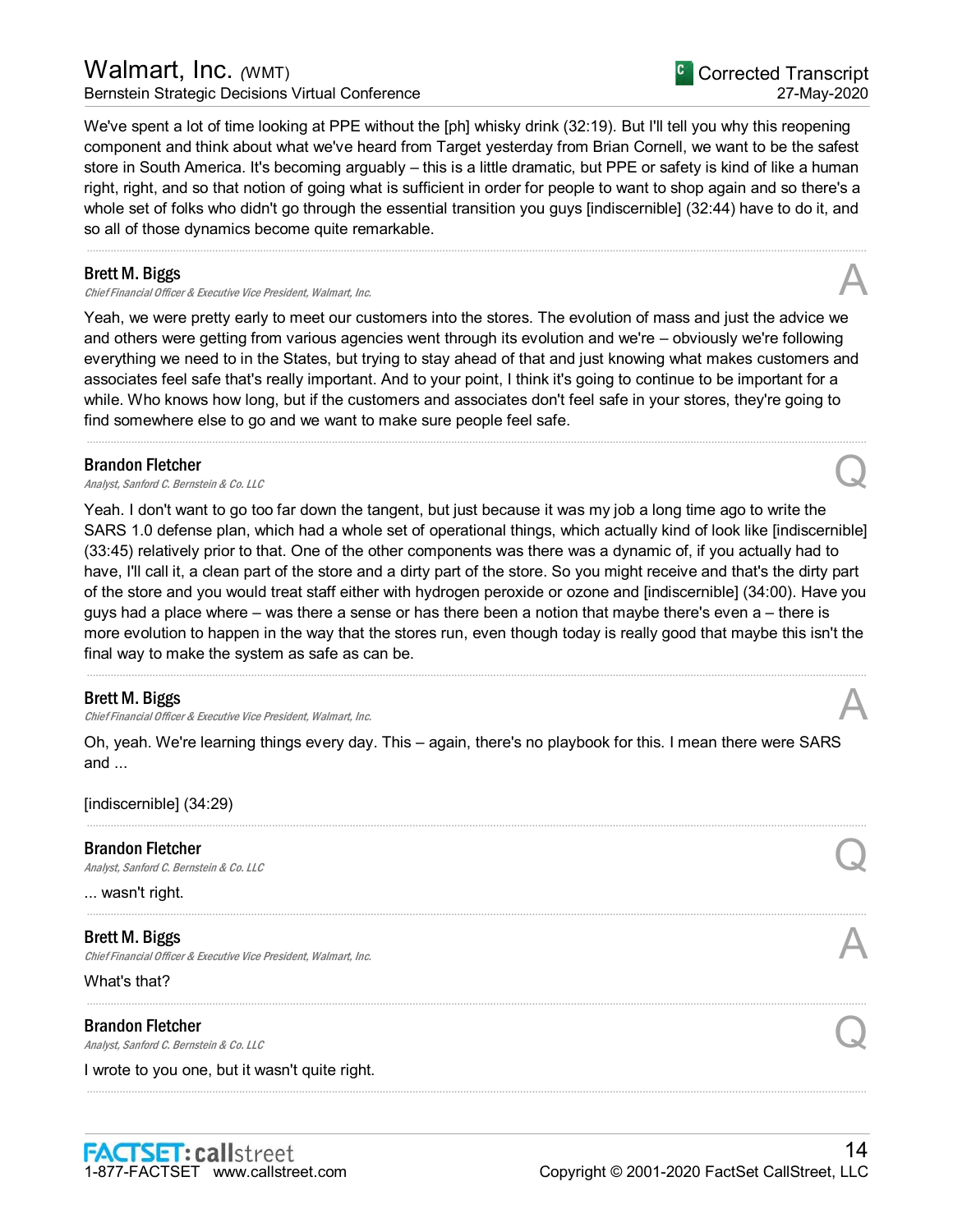We've spent a lot of time looking at PPE without the [ph] whisky drink (32:19). But I'll tell you why this reopening component and think about what we've heard from Target yesterday from Brian Cornell, we want to be the safest store in South America. It's becoming arguably – this is a little dramatic, but PPE or safety is kind of like a human right, right, and so that notion of going what is sufficient in order for people to want to shop again and so there's a whole set of folks who didn't go through the essential transition you guys [indiscernible] (32:44) have to do it, and so all of those dynamics become quite remarkable.

---

**Brett M. Biggs**
*Chief Financial Officer & Executive Vice President, Walmart, Inc.*

A

Yeah, we were pretty early to meet our customers into the stores. The evolution of mass and just the advice we and others were getting from various agencies went through its evolution and we're – obviously we're following everything we need to in the States, but trying to stay ahead of that and just knowing what makes customers and associates feel safe that's really important. And to your point, I think it's going to continue to be important for a while. Who knows how long, but if the customers and associates don't feel safe in your stores, they're going to find somewhere else to go and we want to make sure people feel safe.

---

**Brandon Fletcher**
*Analyst, Sanford C. Bernstein & Co. LLC*

Q

Yeah. I don't want to go too far down the tangent, but just because it was my job a long time ago to write the SARS 1.0 defense plan, which had a whole set of operational things, which actually kind of look like [indiscernible] (33:45) relatively prior to that. One of the other components was there was a dynamic of, if you actually had to have, I'll call it, a clean part of the store and a dirty part of the store. So you might receive and that's the dirty part of the store and you would treat staff either with hydrogen peroxide or ozone and [indiscernible] (34:00). Have you guys had a place where – was there a sense or has there been a notion that maybe there's even a – there is more evolution to happen in the way that the stores run, even though today is really good that maybe this isn't the final way to make the system as safe as can be.

---

**Brett M. Biggs**
*Chief Financial Officer & Executive Vice President, Walmart, Inc.*

A

Oh, yeah. We're learning things every day. This – again, there's no playbook for this. I mean there were SARS and ...

[indiscernible] (34:29)

---

**Brandon Fletcher**
*Analyst, Sanford C. Bernstein & Co. LLC*

Q

... wasn't right.

---

**Brett M. Biggs**
*Chief Financial Officer & Executive Vice President, Walmart, Inc.*

A

What's that?

---

**Brandon Fletcher**
*Analyst, Sanford C. Bernstein & Co. LLC*

Q

I wrote to you one, but it wasn't quite right.

---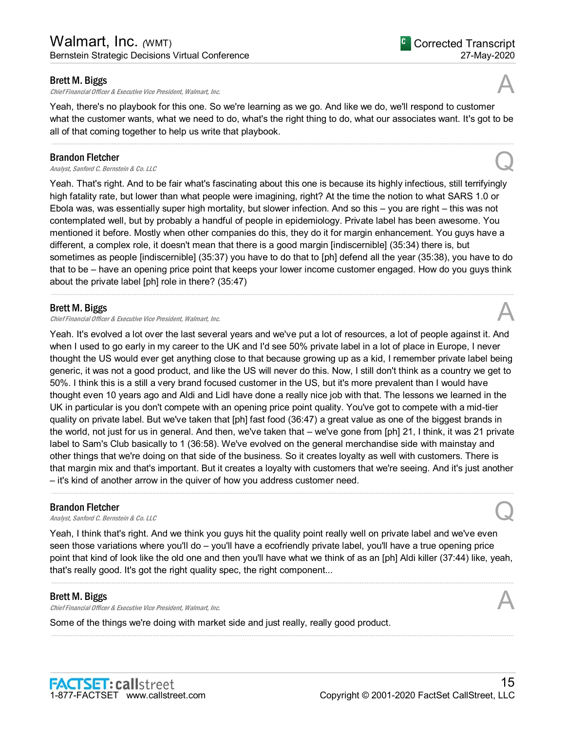**Brett M. Biggs**
*Chief Financial Officer & Executive Vice President, Walmart, Inc.*

A

Yeah, there's no playbook for this one. So we're learning as we go. And like we do, we'll respond to customer what the customer wants, what we need to do, what's the right thing to do, what our associates want. It's got to be all of that coming together to help us write that playbook.

---

**Brandon Fletcher**
*Analyst, Sanford C. Bernstein & Co. LLC*

Q

Yeah. That's right. And to be fair what's fascinating about this one is because its highly infectious, still terrifyingly high fatality rate, but lower than what people were imagining, right? At the time the notion to what SARS 1.0 or Ebola was, was essentially super high mortality, but slower infection. And so this – you are right – this was not contemplated well, but by probably a handful of people in epidemiology. Private label has been awesome. You mentioned it before. Mostly when other companies do this, they do it for margin enhancement. You guys have a different, a complex role, it doesn't mean that there is a good margin [indiscernible] (35:34) there is, but sometimes as people [indiscernible] (35:37) you have to do that to [ph] defend all the year (35:38), you have to do that to be – have an opening price point that keeps your lower income customer engaged. How do you guys think about the private label [ph] role in there? (35:47)

---

**Brett M. Biggs**
*Chief Financial Officer & Executive Vice President, Walmart, Inc.*

A

Yeah. It's evolved a lot over the last several years and we've put a lot of resources, a lot of people against it. And when I used to go early in my career to the UK and I'd see 50% private label in a lot of place in Europe, I never thought the US would ever get anything close to that because growing up as a kid, I remember private label being generic, it was not a good product, and like the US will never do this. Now, I still don't think as a country we get to 50%. I think this is a still a very brand focused customer in the US, but it's more prevalent than I would have thought even 10 years ago and Aldi and Lidl have done a really nice job with that. The lessons we learned in the UK in particular is you don't compete with an opening price point quality. You've got to compete with a mid-tier quality on private label. But we've taken that [ph] fast food (36:47) a great value as one of the biggest brands in the world, not just for us in general. And then, we've taken that – we've gone from [ph] 21, I think, it was 21 private label to Sam's Club basically to 1 (36:58). We've evolved on the general merchandise side with mainstay and other things that we're doing on that side of the business. So it creates loyalty as well with customers. There is that margin mix and that's important. But it creates a loyalty with customers that we're seeing. And it's just another – it's kind of another arrow in the quiver of how you address customer need.

---

**Brandon Fletcher**
*Analyst, Sanford C. Bernstein & Co. LLC*

Q

Yeah, I think that's right. And we think you guys hit the quality point really well on private label and we've even seen those variations where you'll do – you'll have a ecofriendly private label, you'll have a true opening price point that kind of look like the old one and then you'll have what we think of as an [ph] Aldi killer (37:44) like, yeah, that's really good. It's got the right quality spec, the right component...

---

**Brett M. Biggs**
*Chief Financial Officer & Executive Vice President, Walmart, Inc.*

A

Some of the things we're doing with market side and just really, really good product.

---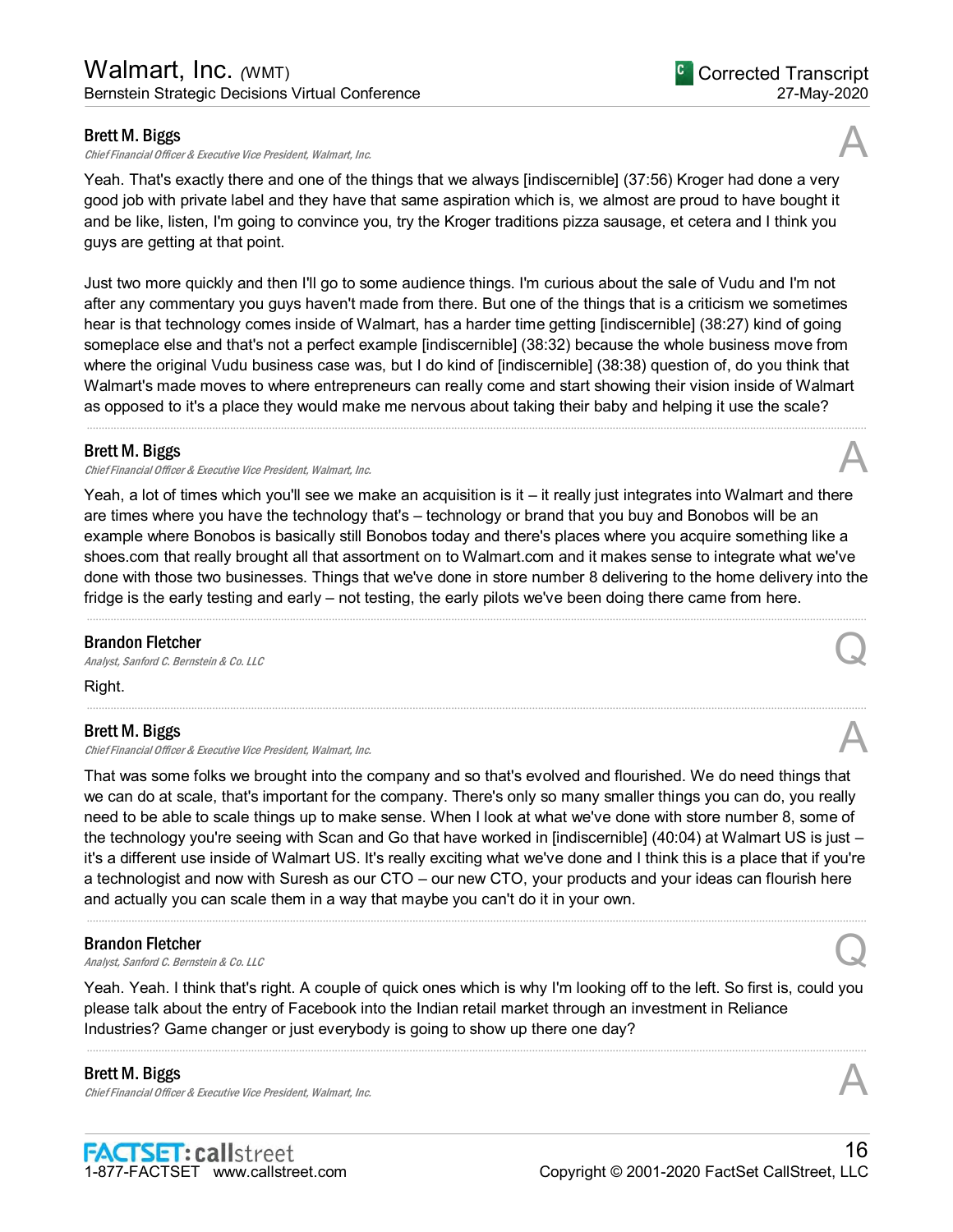**Brett M. Biggs**
*Chief Financial Officer & Executive Vice President, Walmart, Inc.*

A

Yeah. That's exactly there and one of the things that we always [indiscernible] (37:56) Kroger had done a very good job with private label and they have that same aspiration which is, we almost are proud to have bought it and be like, listen, I'm going to convince you, try the Kroger traditions pizza sausage, et cetera and I think you guys are getting at that point.

Just two more quickly and then I'll go to some audience things. I'm curious about the sale of Vudu and I'm not after any commentary you guys haven't made from there. But one of the things that is a criticism we sometimes hear is that technology comes inside of Walmart, has a harder time getting [indiscernible] (38:27) kind of going someplace else and that's not a perfect example [indiscernible] (38:32) because the whole business move from where the original Vudu business case was, but I do kind of [indiscernible] (38:38) question of, do you think that Walmart's made moves to where entrepreneurs can really come and start showing their vision inside of Walmart as opposed to it's a place they would make me nervous about taking their baby and helping it use the scale?

---

**Brett M. Biggs**
*Chief Financial Officer & Executive Vice President, Walmart, Inc.*

A

Yeah, a lot of times which you'll see we make an acquisition is it – it really just integrates into Walmart and there are times where you have the technology that's – technology or brand that you buy and Bonobos will be an example where Bonobos is basically still Bonobos today and there's places where you acquire something like a shoes.com that really brought all that assortment on to Walmart.com and it makes sense to integrate what we've done with those two businesses. Things that we've done in store number 8 delivering to the home delivery into the fridge is the early testing and early – not testing, the early pilots we've been doing there came from here.

---

**Brandon Fletcher**
*Analyst, Sanford C. Bernstein & Co. LLC*

Q

Right.

---

**Brett M. Biggs**
*Chief Financial Officer & Executive Vice President, Walmart, Inc.*

A

That was some folks we brought into the company and so that's evolved and flourished. We do need things that we can do at scale, that's important for the company. There's only so many smaller things you can do, you really need to be able to scale things up to make sense. When I look at what we've done with store number 8, some of the technology you're seeing with Scan and Go that have worked in [indiscernible] (40:04) at Walmart US is just – it's a different use inside of Walmart US. It's really exciting what we've done and I think this is a place that if you're a technologist and now with Suresh as our CTO – our new CTO, your products and your ideas can flourish here and actually you can scale them in a way that maybe you can't do it in your own.

---

**Brandon Fletcher**
*Analyst, Sanford C. Bernstein & Co. LLC*

Q

Yeah. Yeah. I think that's right. A couple of quick ones which is why I'm looking off to the left. So first is, could you please talk about the entry of Facebook into the Indian retail market through an investment in Reliance Industries? Game changer or just everybody is going to show up there one day?

---

**Brett M. Biggs**
*Chief Financial Officer & Executive Vice President, Walmart, Inc.*

A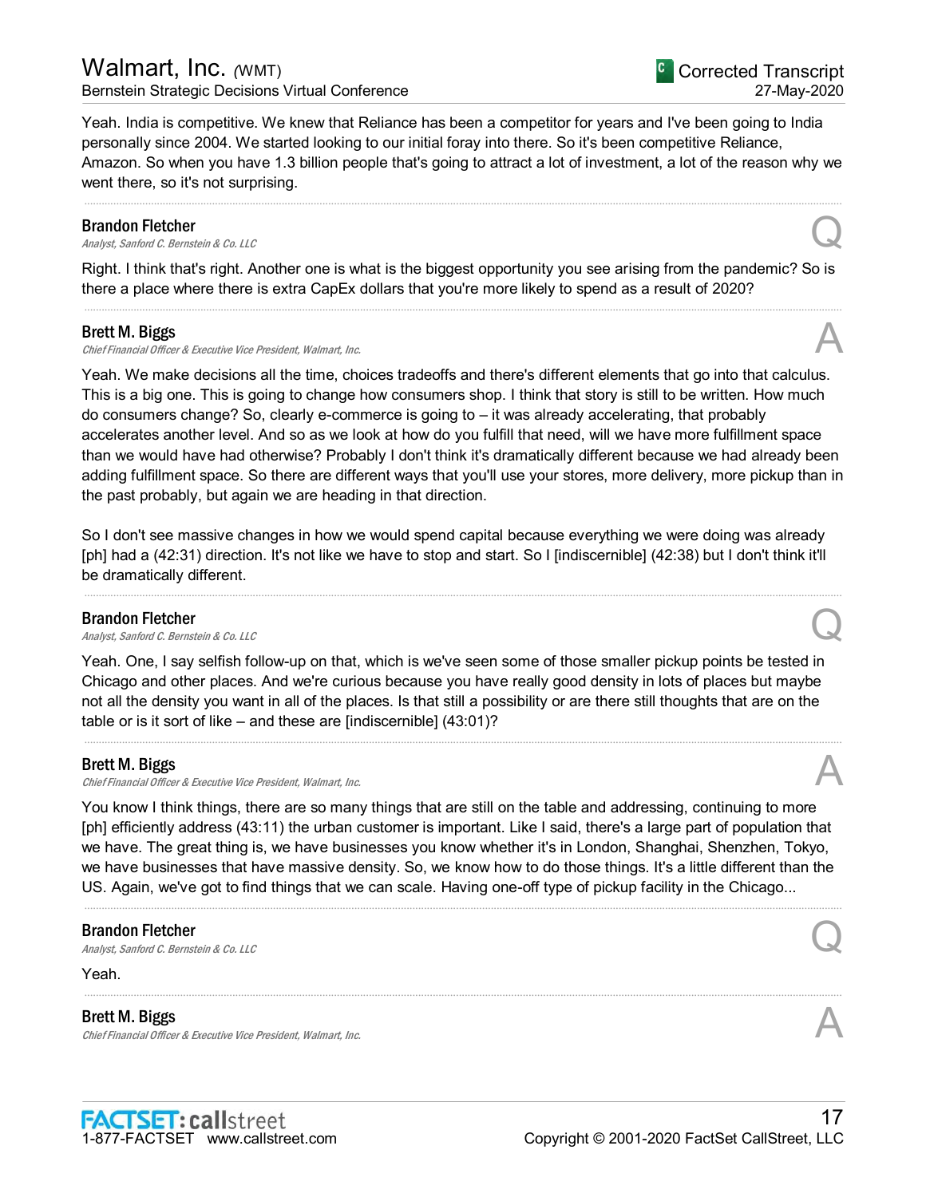Yeah. India is competitive. We knew that Reliance has been a competitor for years and I've been going to India personally since 2004. We started looking to our initial foray into there. So it's been competitive Reliance, Amazon. So when you have 1.3 billion people that's going to attract a lot of investment, a lot of the reason why we went there, so it's not surprising.

---

**Brandon Fletcher**
*Analyst, Sanford C. Bernstein & Co. LLC*

Q

Right. I think that's right. Another one is what is the biggest opportunity you see arising from the pandemic? So is there a place where there is extra CapEx dollars that you're more likely to spend as a result of 2020?

---

**Brett M. Biggs**
*Chief Financial Officer & Executive Vice President, Walmart, Inc.*

A

Yeah. We make decisions all the time, choices tradeoffs and there's different elements that go into that calculus. This is a big one. This is going to change how consumers shop. I think that story is still to be written. How much do consumers change? So, clearly e-commerce is going to – it was already accelerating, that probably accelerates another level. And so as we look at how do you fulfill that need, will we have more fulfillment space than we would have had otherwise? Probably I don't think it's dramatically different because we had already been adding fulfillment space. So there are different ways that you'll use your stores, more delivery, more pickup than in the past probably, but again we are heading in that direction.

So I don't see massive changes in how we would spend capital because everything we were doing was already [ph] had a (42:31) direction. It's not like we have to stop and start. So I [indiscernible] (42:38) but I don't think it'll be dramatically different.

---

**Brandon Fletcher**
*Analyst, Sanford C. Bernstein & Co. LLC*

Q

Yeah. One, I say selfish follow-up on that, which is we've seen some of those smaller pickup points be tested in Chicago and other places. And we're curious because you have really good density in lots of places but maybe not all the density you want in all of the places. Is that still a possibility or are there still thoughts that are on the table or is it sort of like – and these are [indiscernible] (43:01)?

---

**Brett M. Biggs**
*Chief Financial Officer & Executive Vice President, Walmart, Inc.*

A

You know I think things, there are so many things that are still on the table and addressing, continuing to more [ph] efficiently address (43:11) the urban customer is important. Like I said, there's a large part of population that we have. The great thing is, we have businesses you know whether it's in London, Shanghai, Shenzhen, Tokyo, we have businesses that have massive density. So, we know how to do those things. It's a little different than the US. Again, we've got to find things that we can scale. Having one-off type of pickup facility in the Chicago...

---

**Brandon Fletcher**
*Analyst, Sanford C. Bernstein & Co. LLC*

Q

Yeah.

---

**Brett M. Biggs**
*Chief Financial Officer & Executive Vice President, Walmart, Inc.*

A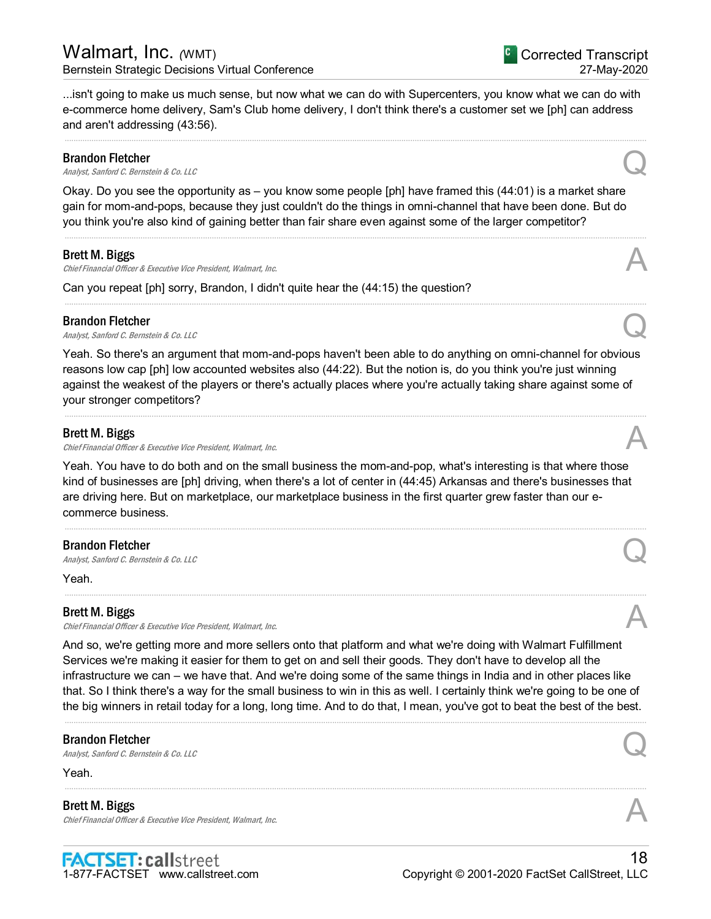...isn't going to make us much sense, but now what we can do with Supercenters, you know what we can do with e-commerce home delivery, Sam's Club home delivery, I don't think there's a customer set we [ph] can address and aren't addressing (43:56).

---

**Brandon Fletcher**
*Analyst, Sanford C. Bernstein & Co. LLC*

Q

Okay. Do you see the opportunity as – you know some people [ph] have framed this (44:01) is a market share gain for mom-and-pops, because they just couldn't do the things in omni-channel that have been done. But do you think you're also kind of gaining better than fair share even against some of the larger competitor?

---

**Brett M. Biggs**
*Chief Financial Officer & Executive Vice President, Walmart, Inc.*

A

Can you repeat [ph] sorry, Brandon, I didn't quite hear the (44:15) the question?

---

**Brandon Fletcher**
*Analyst, Sanford C. Bernstein & Co. LLC*

Q

Yeah. So there's an argument that mom-and-pops haven't been able to do anything on omni-channel for obvious reasons low cap [ph] low accounted websites also (44:22). But the notion is, do you think you're just winning against the weakest of the players or there's actually places where you're actually taking share against some of your stronger competitors?

---

**Brett M. Biggs**
*Chief Financial Officer & Executive Vice President, Walmart, Inc.*

A

Yeah. You have to do both and on the small business the mom-and-pop, what's interesting is that where those kind of businesses are [ph] driving, when there's a lot of center in (44:45) Arkansas and there's businesses that are driving here. But on marketplace, our marketplace business in the first quarter grew faster than our e-commerce business.

---

**Brandon Fletcher**
*Analyst, Sanford C. Bernstein & Co. LLC*

Q

Yeah.

---

**Brett M. Biggs**
*Chief Financial Officer & Executive Vice President, Walmart, Inc.*

A

And so, we're getting more and more sellers onto that platform and what we're doing with Walmart Fulfillment Services we're making it easier for them to get on and sell their goods. They don't have to develop all the infrastructure we can – we have that. And we're doing some of the same things in India and in other places like that. So I think there's a way for the small business to win in this as well. I certainly think we're going to be one of the big winners in retail today for a long, long time. And to do that, I mean, you've got to beat the best of the best.

---

**Brandon Fletcher**
*Analyst, Sanford C. Bernstein & Co. LLC*

Q

Yeah.

---

**Brett M. Biggs**
*Chief Financial Officer & Executive Vice President, Walmart, Inc.*

A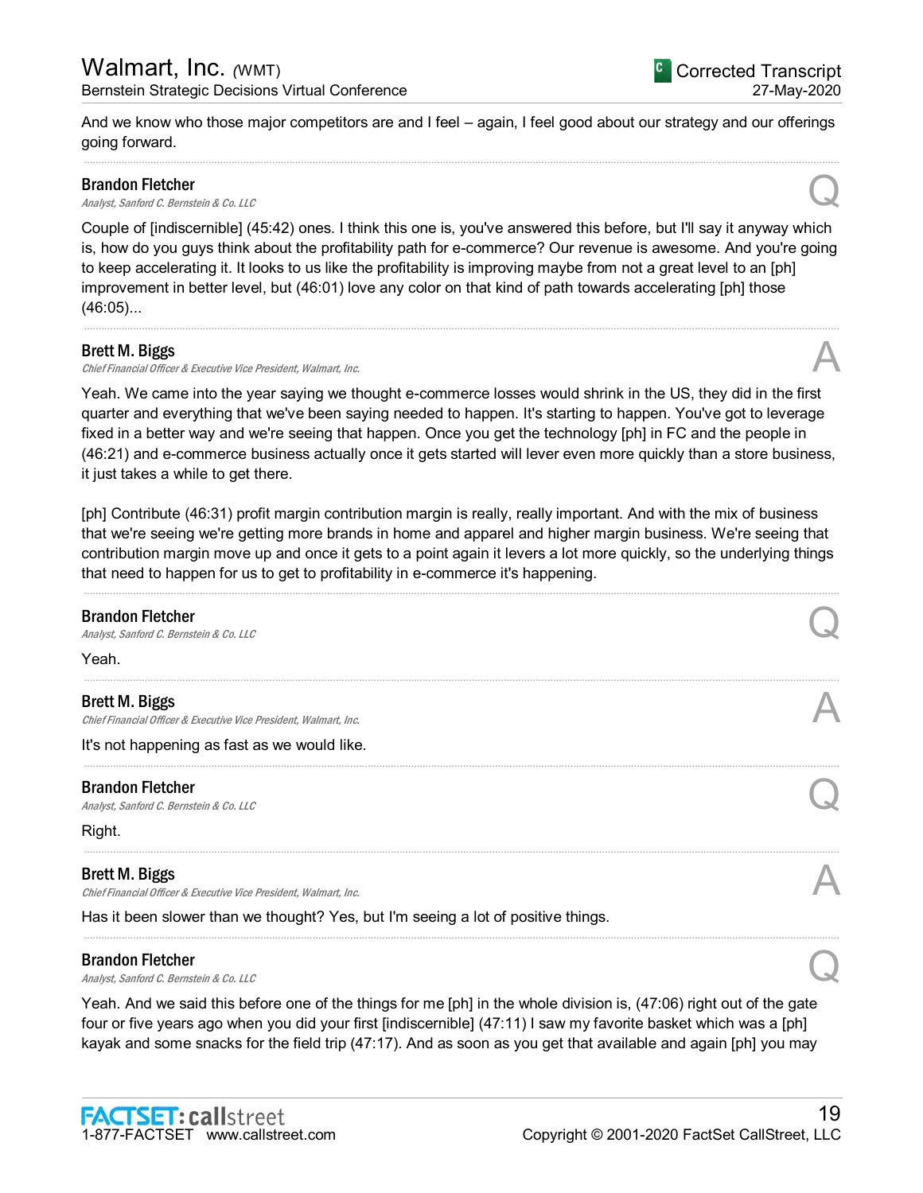And we know who those major competitors are and I feel – again, I feel good about our strategy and our offerings going forward.

---

**Brandon Fletcher**
*Analyst, Sanford C. Bernstein & Co. LLC* **Q**

Couple of [indiscernible] (45:42) ones. I think this one is, you've answered this before, but I'll say it anyway which is, how do you guys think about the profitability path for e-commerce? Our revenue is awesome. And you're going to keep accelerating it. It looks to us like the profitability is improving maybe from not a great level to an [ph] improvement in better level, but (46:01) love any color on that kind of path towards accelerating [ph] those (46:05)...

---

**Brett M. Biggs**
*Chief Financial Officer & Executive Vice President, Walmart, Inc.* **A**

Yeah. We came into the year saying we thought e-commerce losses would shrink in the US, they did in the first quarter and everything that we've been saying needed to happen. It's starting to happen. You've got to leverage fixed in a better way and we're seeing that happen. Once you get the technology [ph] in FC and the people in (46:21) and e-commerce business actually once it gets started will lever even more quickly than a store business, it just takes a while to get there.

[ph] Contribute (46:31) profit margin contribution margin is really, really important. And with the mix of business that we're seeing we're getting more brands in home and apparel and higher margin business. We're seeing that contribution margin move up and once it gets to a point again it levers a lot more quickly, so the underlying things that need to happen for us to get to profitability in e-commerce it's happening.

---

**Brandon Fletcher**
*Analyst, Sanford C. Bernstein & Co. LLC* **Q**

Yeah.

---

**Brett M. Biggs**
*Chief Financial Officer & Executive Vice President, Walmart, Inc.* **A**

It's not happening as fast as we would like.

---

**Brandon Fletcher**
*Analyst, Sanford C. Bernstein & Co. LLC* **Q**

Right.

---

**Brett M. Biggs**
*Chief Financial Officer & Executive Vice President, Walmart, Inc.* **A**

Has it been slower than we thought? Yes, but I'm seeing a lot of positive things.

---

**Brandon Fletcher**
*Analyst, Sanford C. Bernstein & Co. LLC* **Q**

Yeah. And we said this before one of the things for me [ph] in the whole division is, (47:06) right out of the gate four or five years ago when you did your first [indiscernible] (47:11) I saw my favorite basket which was a [ph] kayak and some snacks for the field trip (47:17). And as soon as you get that available and again [ph] you may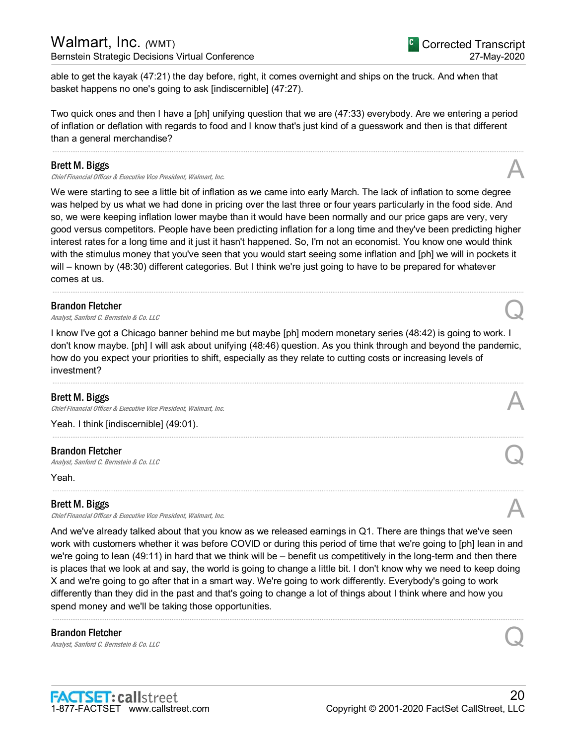able to get the kayak (47:21) the day before, right, it comes overnight and ships on the truck. And when that basket happens no one's going to ask [indiscernible] (47:27).

Two quick ones and then I have a [ph] unifying question that we are (47:33) everybody. Are we entering a period of inflation or deflation with regards to food and I know that's just kind of a guesswork and then is that different than a general merchandise?

**Brett M. Biggs**
*Chief Financial Officer & Executive Vice President, Walmart, Inc.*

A

We were starting to see a little bit of inflation as we came into early March. The lack of inflation to some degree was helped by us what we had done in pricing over the last three or four years particularly in the food side. And so, we were keeping inflation lower maybe than it would have been normally and our price gaps are very, very good versus competitors. People have been predicting inflation for a long time and they've been predicting higher interest rates for a long time and it just it hasn't happened. So, I'm not an economist. You know one would think with the stimulus money that you've seen that you would start seeing some inflation and [ph] we will in pockets it will – known by (48:30) different categories. But I think we're just going to have to be prepared for whatever comes at us.

**Brandon Fletcher**
*Analyst, Sanford C. Bernstein & Co. LLC*

Q

I know I've got a Chicago banner behind me but maybe [ph] modern monetary series (48:42) is going to work. I don't know maybe. [ph] I will ask about unifying (48:46) question. As you think through and beyond the pandemic, how do you expect your priorities to shift, especially as they relate to cutting costs or increasing levels of investment?

**Brett M. Biggs**
*Chief Financial Officer & Executive Vice President, Walmart, Inc.*

A

Yeah. I think [indiscernible] (49:01).

**Brandon Fletcher**
*Analyst, Sanford C. Bernstein & Co. LLC*

Q

Yeah.

**Brett M. Biggs**
*Chief Financial Officer & Executive Vice President, Walmart, Inc.*

A

And we've already talked about that you know as we released earnings in Q1. There are things that we've seen work with customers whether it was before COVID or during this period of time that we're going to [ph] lean in and we're going to lean (49:11) in hard that we think will be – benefit us competitively in the long-term and then there is places that we look at and say, the world is going to change a little bit. I don't know why we need to keep doing X and we're going to go after that in a smart way. We're going to work differently. Everybody's going to work differently than they did in the past and that's going to change a lot of things about I think where and how you spend money and we'll be taking those opportunities.

**Brandon Fletcher**
*Analyst, Sanford C. Bernstein & Co. LLC*

Q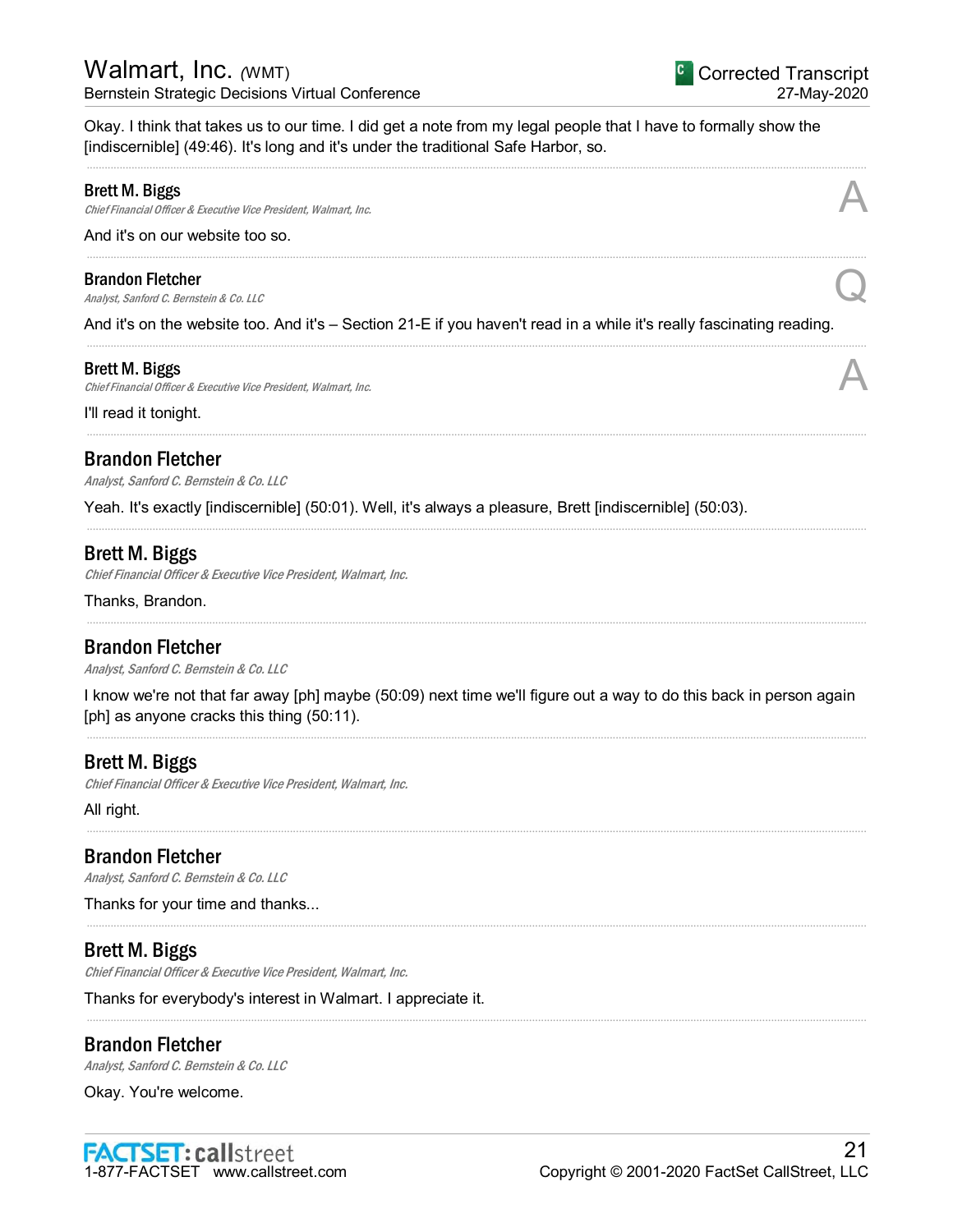Okay. I think that takes us to our time. I did get a note from my legal people that I have to formally show the [indiscernible] (49:46). It's long and it's under the traditional Safe Harbor, so.

**Brett M. Biggs**
*Chief Financial Officer & Executive Vice President, Walmart, Inc.*

A

And it's on our website too so.

**Brandon Fletcher**
*Analyst, Sanford C. Bernstein & Co. LLC*

Q

And it's on the website too. And it's – Section 21-E if you haven't read in a while it's really fascinating reading.

**Brett M. Biggs**
*Chief Financial Officer & Executive Vice President, Walmart, Inc.*

A

I'll read it tonight.

**Brandon Fletcher**
*Analyst, Sanford C. Bernstein & Co. LLC*

Yeah. It's exactly [indiscernible] (50:01). Well, it's always a pleasure, Brett [indiscernible] (50:03).

**Brett M. Biggs**
*Chief Financial Officer & Executive Vice President, Walmart, Inc.*

Thanks, Brandon.

**Brandon Fletcher**
*Analyst, Sanford C. Bernstein & Co. LLC*

I know we're not that far away [ph] maybe (50:09) next time we'll figure out a way to do this back in person again [ph] as anyone cracks this thing (50:11).

**Brett M. Biggs**
*Chief Financial Officer & Executive Vice President, Walmart, Inc.*

All right.

**Brandon Fletcher**
*Analyst, Sanford C. Bernstein & Co. LLC*

Thanks for your time and thanks...

**Brett M. Biggs**
*Chief Financial Officer & Executive Vice President, Walmart, Inc.*

Thanks for everybody's interest in Walmart. I appreciate it.

**Brandon Fletcher**
*Analyst, Sanford C. Bernstein & Co. LLC*

Okay. You're welcome.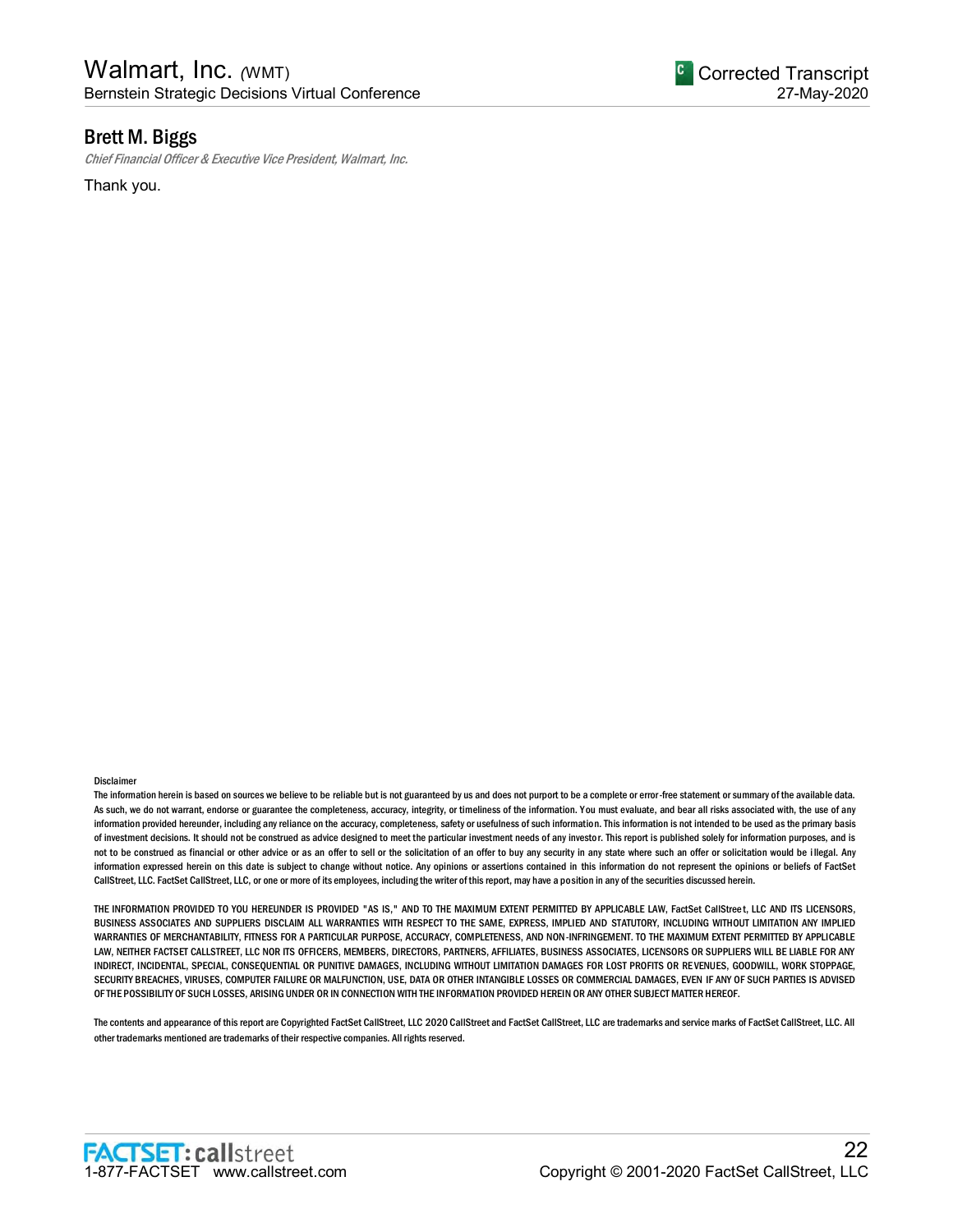## Brett M. Biggs

*Chief Financial Officer & Executive Vice President, Walmart, Inc.*

Thank you.

Disclaimer

The information herein is based on sources we believe to be reliable but is not guaranteed by us and does not purport to be a complete or error-free statement or summary of the available data. As such, we do not warrant, endorse or guarantee the completeness, accuracy, integrity, or timeliness of the information. You must evaluate, and bear all risks associated with, the use of any information provided hereunder, including any reliance on the accuracy, completeness, safety or usefulness of such information. This information is not intended to be used as the primary basis of investment decisions. It should not be construed as advice designed to meet the particular investment needs of any investor. This report is published solely for information purposes, and is not to be construed as financial or other advice or as an offer to sell or the solicitation of an offer to buy any security in any state where such an offer or solicitation would be illegal. Any information expressed herein on this date is subject to change without notice. Any opinions or assertions contained in this information do not represent the opinions or beliefs of FactSet CallStreet, LLC. FactSet CallStreet, LLC, or one or more of its employees, including the writer of this report, may have a position in any of the securities discussed herein.

THE INFORMATION PROVIDED TO YOU HEREUNDER IS PROVIDED "AS IS," AND TO THE MAXIMUM EXTENT PERMITTED BY APPLICABLE LAW, FactSet CallStreet, LLC AND ITS LICENSORS, BUSINESS ASSOCIATES AND SUPPLIERS DISCLAIM ALL WARRANTIES WITH RESPECT TO THE SAME, EXPRESS, IMPLIED AND STATUTORY, INCLUDING WITHOUT LIMITATION ANY IMPLIED WARRANTIES OF MERCHANTABILITY, FITNESS FOR A PARTICULAR PURPOSE, ACCURACY, COMPLETENESS, AND NON-INFRINGEMENT. TO THE MAXIMUM EXTENT PERMITTED BY APPLICABLE LAW, NEITHER FACTSET CALLSTREET, LLC NOR ITS OFFICERS, MEMBERS, DIRECTORS, PARTNERS, AFFILIATES, BUSINESS ASSOCIATES, LICENSORS OR SUPPLIERS WILL BE LIABLE FOR ANY INDIRECT, INCIDENTAL, SPECIAL, CONSEQUENTIAL OR PUNITIVE DAMAGES, INCLUDING WITHOUT LIMITATION DAMAGES FOR LOST PROFITS OR REVENUES, GOODWILL, WORK STOPPAGE, SECURITY BREACHES, VIRUSES, COMPUTER FAILURE OR MALFUNCTION, USE, DATA OR OTHER INTANGIBLE LOSSES OR COMMERCIAL DAMAGES, EVEN IF ANY OF SUCH PARTIES IS ADVISED OF THE POSSIBILITY OF SUCH LOSSES, ARISING UNDER OR IN CONNECTION WITH THE INFORMATION PROVIDED HEREIN OR ANY OTHER SUBJECT MATTER HEREOF.

The contents and appearance of this report are Copyrighted FactSet CallStreet, LLC 2020 CallStreet and FactSet CallStreet, LLC are trademarks and service marks of FactSet CallStreet, LLC. All other trademarks mentioned are trademarks of their respective companies. All rights reserved.